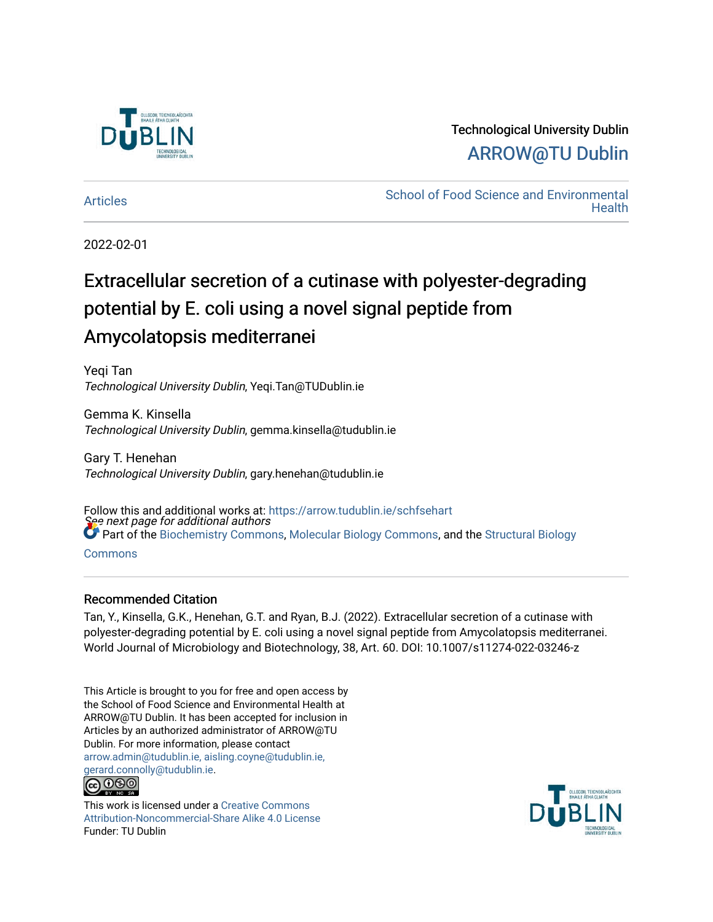Technological University Dublin

ARROW@TU Dublin

Articles

School of Food Science and Environmental Health

2022-02-01

# Extracellular secretion of a cutinase with polyester-degrading potential by E. coli using a novel signal peptide from Amycolatopsis mediterranei

Yeqi Tan
*Technological University Dublin*, Yeqi.Tan@TUDublin.ie

Gemma K. Kinsella
*Technological University Dublin*, gemma.kinsella@tudublin.ie

Gary T. Henehan
*Technological University Dublin*, gary.henehan@tudublin.ie

*See next page for additional authors*

Follow this and additional works at: https://arrow.tudublin.ie/schfsehart

Part of the Biochemistry Commons, Molecular Biology Commons, and the Structural Biology Commons

## Recommended Citation

Tan, Y., Kinsella, G.K., Henehan, G.T. and Ryan, B.J. (2022). Extracellular secretion of a cutinase with polyester-degrading potential by E. coli using a novel signal peptide from Amycolatopsis mediterranei. World Journal of Microbiology and Biotechnology, 38, Art. 60. DOI: 10.1007/s11274-022-03246-z

This Article is brought to you for free and open access by the School of Food Science and Environmental Health at ARROW@TU Dublin. It has been accepted for inclusion in Articles by an authorized administrator of ARROW@TU Dublin. For more information, please contact arrow.admin@tudublin.ie, aisling.coyne@tudublin.ie, gerard.connolly@tudublin.ie.

This work is licensed under a Creative Commons Attribution-Noncommercial-Share Alike 4.0 License
Funder: TU Dublin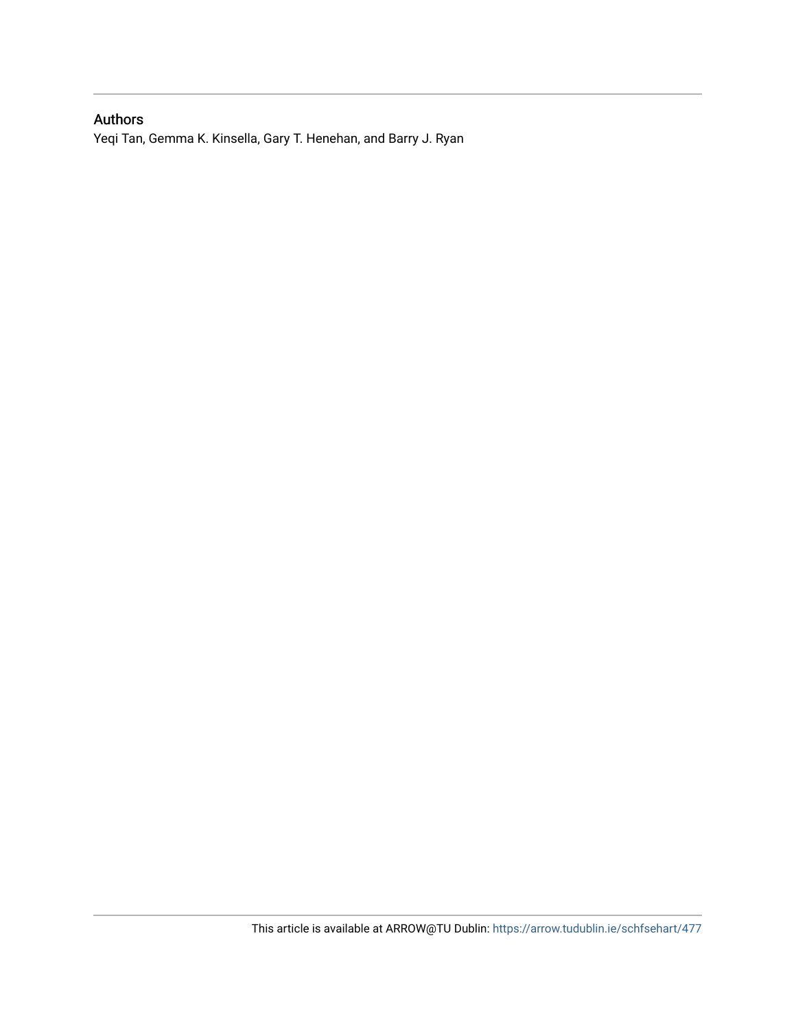## Authors

Yeqi Tan, Gemma K. Kinsella, Gary T. Henehan, and Barry J. Ryan

This article is available at ARROW@TU Dublin: https://arrow.tudublin.ie/schfsehart/477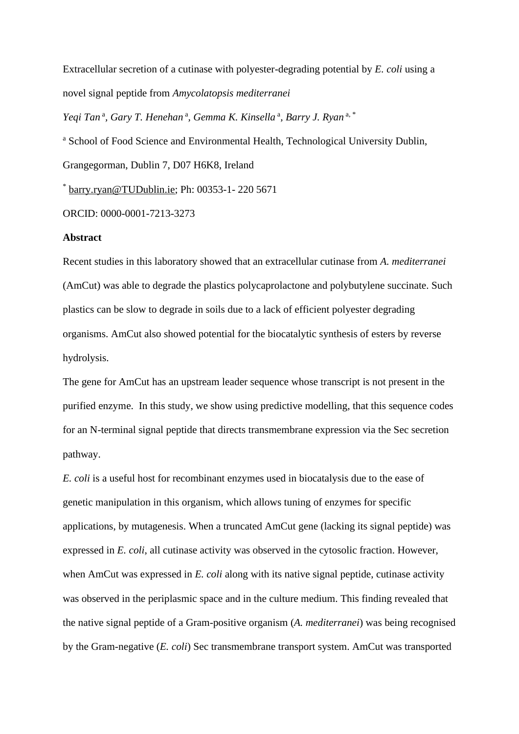Extracellular secretion of a cutinase with polyester-degrading potential by *E. coli* using a novel signal peptide from *Amycolatopsis mediterranei*

*Yeqi Tan* [a], *Gary T. Henehan* [a], *Gemma K. Kinsella* [a], *Barry J. Ryan* [a, *]

[a] School of Food Science and Environmental Health, Technological University Dublin, Grangegorman, Dublin 7, D07 H6K8, Ireland

[*] barry.ryan@TUDublin.ie; Ph: 00353-1- 220 5671

ORCID: 0000-0001-7213-3273

**Abstract**

Recent studies in this laboratory showed that an extracellular cutinase from *A. mediterranei* (AmCut) was able to degrade the plastics polycaprolactone and polybutylene succinate. Such plastics can be slow to degrade in soils due to a lack of efficient polyester degrading organisms. AmCut also showed potential for the biocatalytic synthesis of esters by reverse hydrolysis.

The gene for AmCut has an upstream leader sequence whose transcript is not present in the purified enzyme. In this study, we show using predictive modelling, that this sequence codes for an N-terminal signal peptide that directs transmembrane expression via the Sec secretion pathway.

*E. coli* is a useful host for recombinant enzymes used in biocatalysis due to the ease of genetic manipulation in this organism, which allows tuning of enzymes for specific applications, by mutagenesis. When a truncated AmCut gene (lacking its signal peptide) was expressed in *E. coli*, all cutinase activity was observed in the cytosolic fraction. However, when AmCut was expressed in *E. coli* along with its native signal peptide, cutinase activity was observed in the periplasmic space and in the culture medium. This finding revealed that the native signal peptide of a Gram-positive organism (*A. mediterranei*) was being recognised by the Gram-negative (*E. coli*) Sec transmembrane transport system. AmCut was transported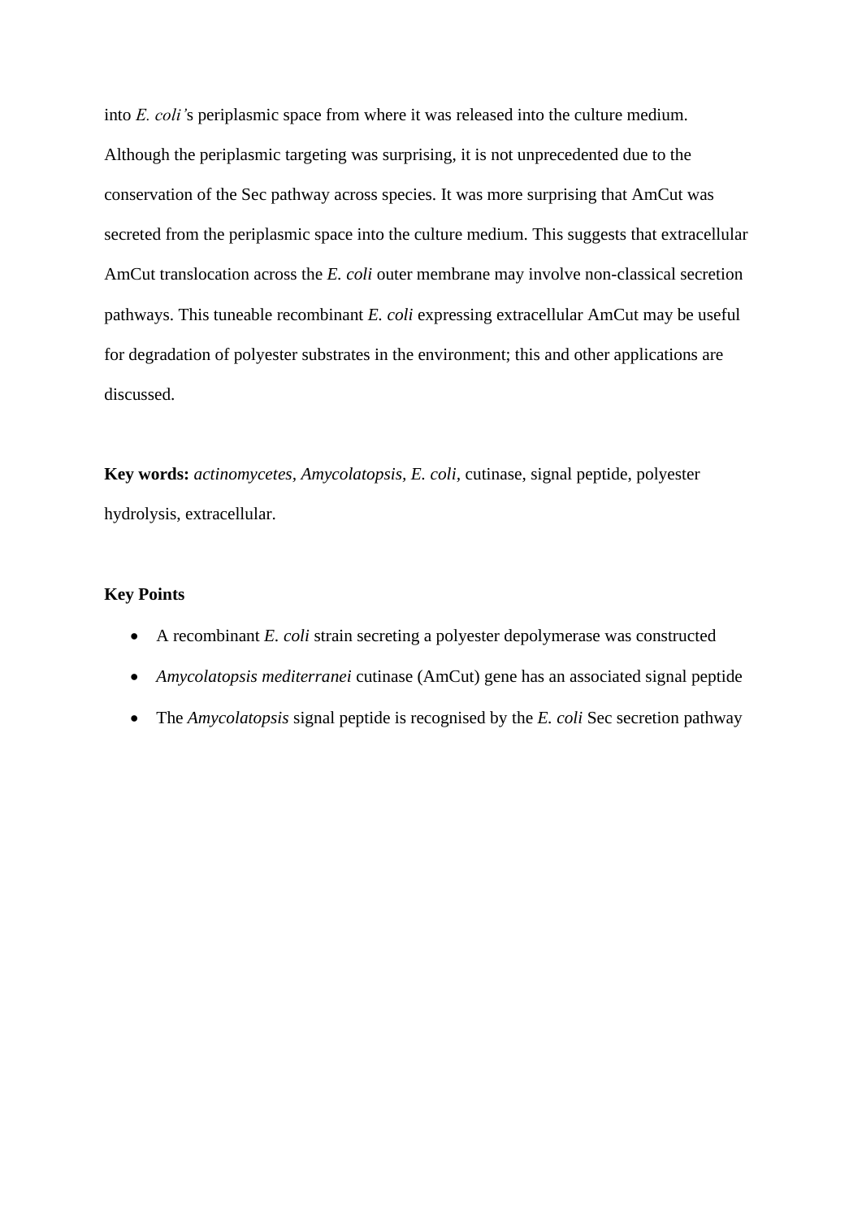into *E. coli'*s periplasmic space from where it was released into the culture medium. Although the periplasmic targeting was surprising, it is not unprecedented due to the conservation of the Sec pathway across species. It was more surprising that AmCut was secreted from the periplasmic space into the culture medium. This suggests that extracellular AmCut translocation across the *E. coli* outer membrane may involve non-classical secretion pathways. This tuneable recombinant *E. coli* expressing extracellular AmCut may be useful for degradation of polyester substrates in the environment; this and other applications are discussed.

**Key words:** *actinomycetes*, *Amycolatopsis, E. coli*, cutinase, signal peptide, polyester hydrolysis, extracellular.

**Key Points**

- A recombinant *E. coli* strain secreting a polyester depolymerase was constructed
- *Amycolatopsis mediterranei* cutinase (AmCut) gene has an associated signal peptide
- The *Amycolatopsis* signal peptide is recognised by the *E. coli* Sec secretion pathway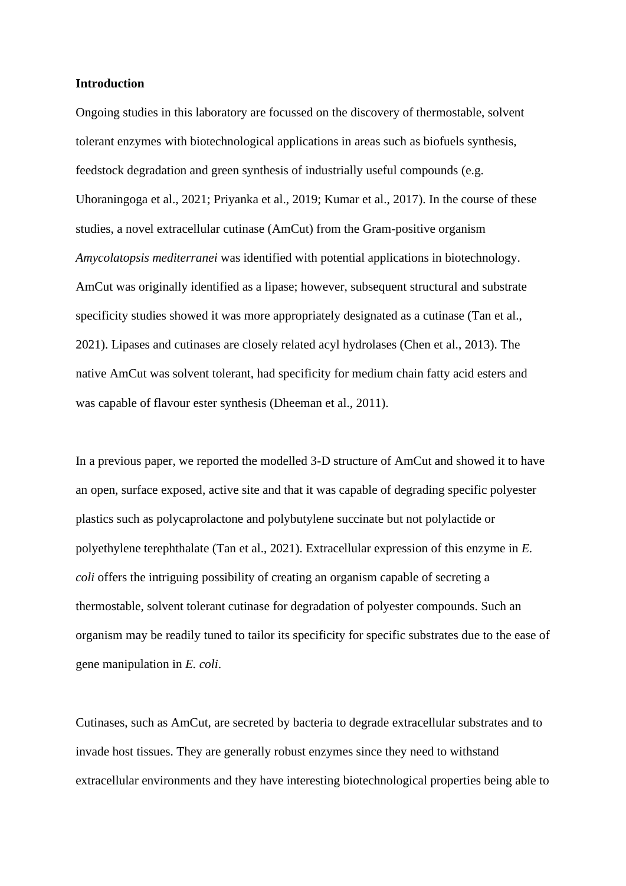**Introduction**

Ongoing studies in this laboratory are focussed on the discovery of thermostable, solvent tolerant enzymes with biotechnological applications in areas such as biofuels synthesis, feedstock degradation and green synthesis of industrially useful compounds (e.g. Uhoraningoga et al., 2021; Priyanka et al., 2019; Kumar et al., 2017). In the course of these studies, a novel extracellular cutinase (AmCut) from the Gram-positive organism *Amycolatopsis mediterranei* was identified with potential applications in biotechnology. AmCut was originally identified as a lipase; however, subsequent structural and substrate specificity studies showed it was more appropriately designated as a cutinase (Tan et al., 2021). Lipases and cutinases are closely related acyl hydrolases (Chen et al., 2013). The native AmCut was solvent tolerant, had specificity for medium chain fatty acid esters and was capable of flavour ester synthesis (Dheeman et al., 2011).

In a previous paper, we reported the modelled 3-D structure of AmCut and showed it to have an open, surface exposed, active site and that it was capable of degrading specific polyester plastics such as polycaprolactone and polybutylene succinate but not polylactide or polyethylene terephthalate (Tan et al., 2021). Extracellular expression of this enzyme in *E. coli* offers the intriguing possibility of creating an organism capable of secreting a thermostable, solvent tolerant cutinase for degradation of polyester compounds. Such an organism may be readily tuned to tailor its specificity for specific substrates due to the ease of gene manipulation in *E. coli*.

Cutinases, such as AmCut, are secreted by bacteria to degrade extracellular substrates and to invade host tissues. They are generally robust enzymes since they need to withstand extracellular environments and they have interesting biotechnological properties being able to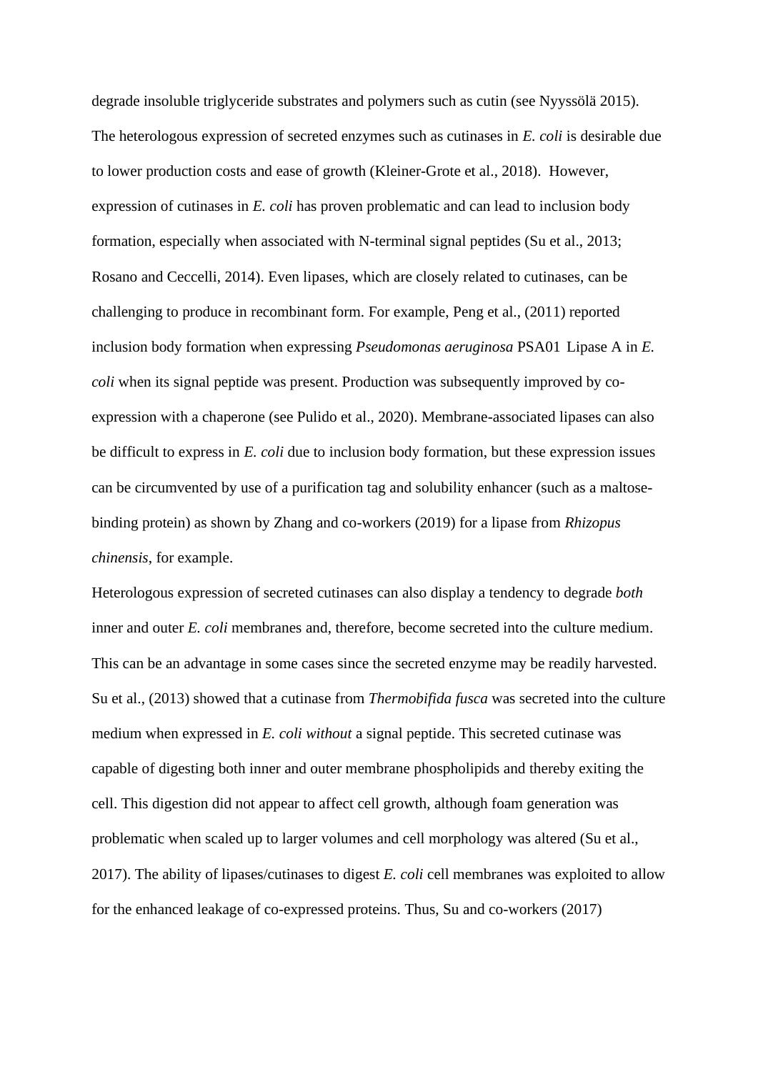degrade insoluble triglyceride substrates and polymers such as cutin (see Nyyssölä 2015). The heterologous expression of secreted enzymes such as cutinases in *E. coli* is desirable due to lower production costs and ease of growth (Kleiner-Grote et al., 2018). However, expression of cutinases in *E. coli* has proven problematic and can lead to inclusion body formation, especially when associated with N-terminal signal peptides (Su et al., 2013; Rosano and Ceccelli, 2014). Even lipases, which are closely related to cutinases, can be challenging to produce in recombinant form. For example, Peng et al., (2011) reported inclusion body formation when expressing *Pseudomonas aeruginosa* PSA01 Lipase A in *E. coli* when its signal peptide was present. Production was subsequently improved by co-expression with a chaperone (see Pulido et al., 2020). Membrane-associated lipases can also be difficult to express in *E. coli* due to inclusion body formation, but these expression issues can be circumvented by use of a purification tag and solubility enhancer (such as a maltose-binding protein) as shown by Zhang and co-workers (2019) for a lipase from *Rhizopus chinensis*, for example.

Heterologous expression of secreted cutinases can also display a tendency to degrade *both* inner and outer *E. coli* membranes and, therefore, become secreted into the culture medium. This can be an advantage in some cases since the secreted enzyme may be readily harvested. Su et al., (2013) showed that a cutinase from *Thermobifida fusca* was secreted into the culture medium when expressed in *E. coli without* a signal peptide. This secreted cutinase was capable of digesting both inner and outer membrane phospholipids and thereby exiting the cell. This digestion did not appear to affect cell growth, although foam generation was problematic when scaled up to larger volumes and cell morphology was altered (Su et al., 2017). The ability of lipases/cutinases to digest *E. coli* cell membranes was exploited to allow for the enhanced leakage of co-expressed proteins. Thus, Su and co-workers (2017)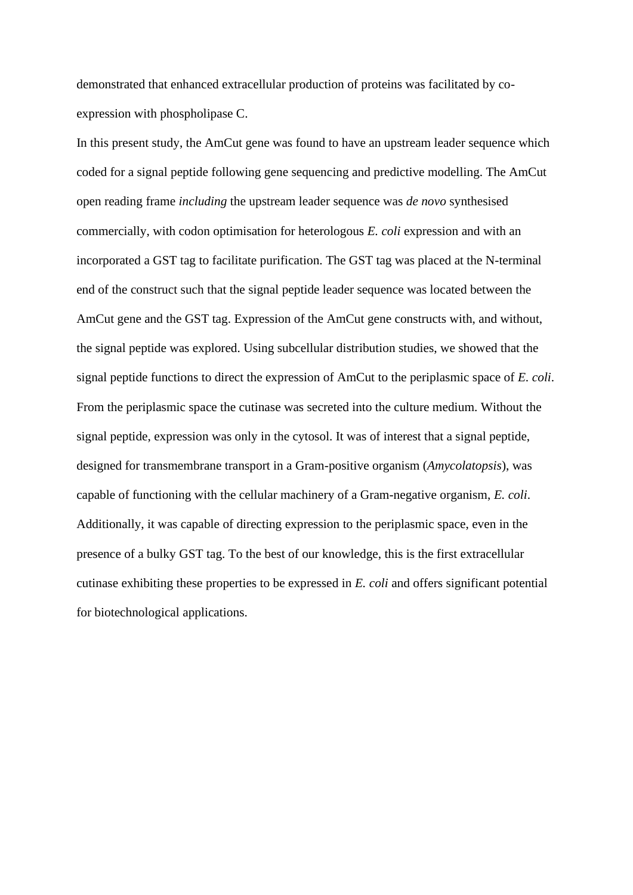demonstrated that enhanced extracellular production of proteins was facilitated by co-expression with phospholipase C.

In this present study, the AmCut gene was found to have an upstream leader sequence which coded for a signal peptide following gene sequencing and predictive modelling. The AmCut open reading frame *including* the upstream leader sequence was *de novo* synthesised commercially, with codon optimisation for heterologous *E. coli* expression and with an incorporated a GST tag to facilitate purification. The GST tag was placed at the N-terminal end of the construct such that the signal peptide leader sequence was located between the AmCut gene and the GST tag. Expression of the AmCut gene constructs with, and without, the signal peptide was explored. Using subcellular distribution studies, we showed that the signal peptide functions to direct the expression of AmCut to the periplasmic space of *E. coli*. From the periplasmic space the cutinase was secreted into the culture medium. Without the signal peptide, expression was only in the cytosol. It was of interest that a signal peptide, designed for transmembrane transport in a Gram-positive organism (*Amycolatopsis*), was capable of functioning with the cellular machinery of a Gram-negative organism, *E. coli*. Additionally, it was capable of directing expression to the periplasmic space, even in the presence of a bulky GST tag. To the best of our knowledge, this is the first extracellular cutinase exhibiting these properties to be expressed in *E. coli* and offers significant potential for biotechnological applications.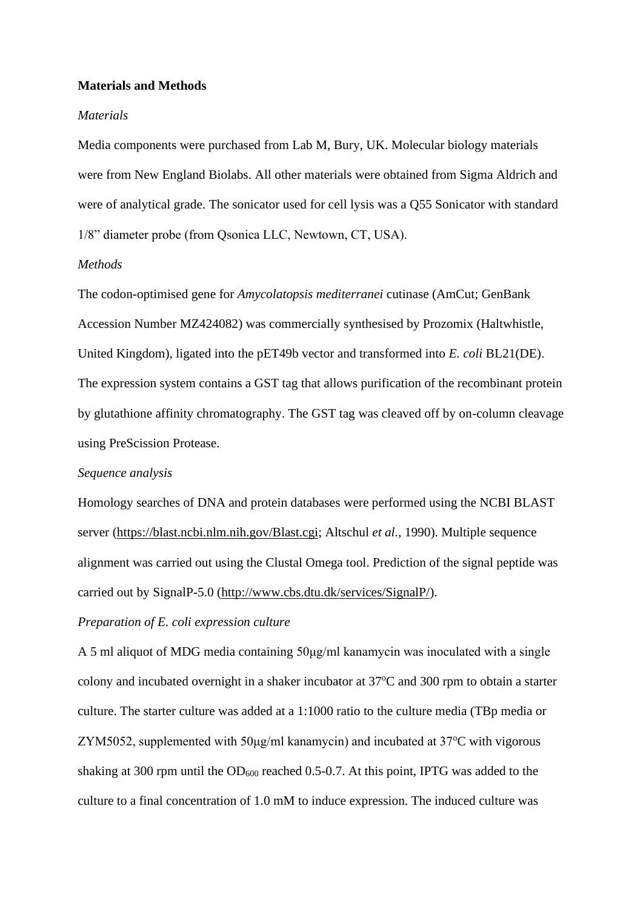**Materials and Methods**

*Materials*

Media components were purchased from Lab M, Bury, UK. Molecular biology materials were from New England Biolabs. All other materials were obtained from Sigma Aldrich and were of analytical grade. The sonicator used for cell lysis was a Q55 Sonicator with standard 1/8" diameter probe (from Qsonica LLC, Newtown, CT, USA).

*Methods*

The codon-optimised gene for *Amycolatopsis mediterranei* cutinase (AmCut; GenBank Accession Number MZ424082) was commercially synthesised by Prozomix (Haltwhistle, United Kingdom), ligated into the pET49b vector and transformed into *E. coli* BL21(DE). The expression system contains a GST tag that allows purification of the recombinant protein by glutathione affinity chromatography. The GST tag was cleaved off by on-column cleavage using PreScission Protease.

*Sequence analysis*

Homology searches of DNA and protein databases were performed using the NCBI BLAST server (https://blast.ncbi.nlm.nih.gov/Blast.cgi; Altschul *et al.*, 1990). Multiple sequence alignment was carried out using the Clustal Omega tool. Prediction of the signal peptide was carried out by SignalP-5.0 (http://www.cbs.dtu.dk/services/SignalP/).

*Preparation of E. coli expression culture*

A 5 ml aliquot of MDG media containing 50μg/ml kanamycin was inoculated with a single colony and incubated overnight in a shaker incubator at 37°C and 300 rpm to obtain a starter culture. The starter culture was added at a 1:1000 ratio to the culture media (TBp media or ZYM5052, supplemented with 50μg/ml kanamycin) and incubated at 37°C with vigorous shaking at 300 rpm until the $OD_{600}$ reached 0.5-0.7. At this point, IPTG was added to the culture to a final concentration of 1.0 mM to induce expression. The induced culture was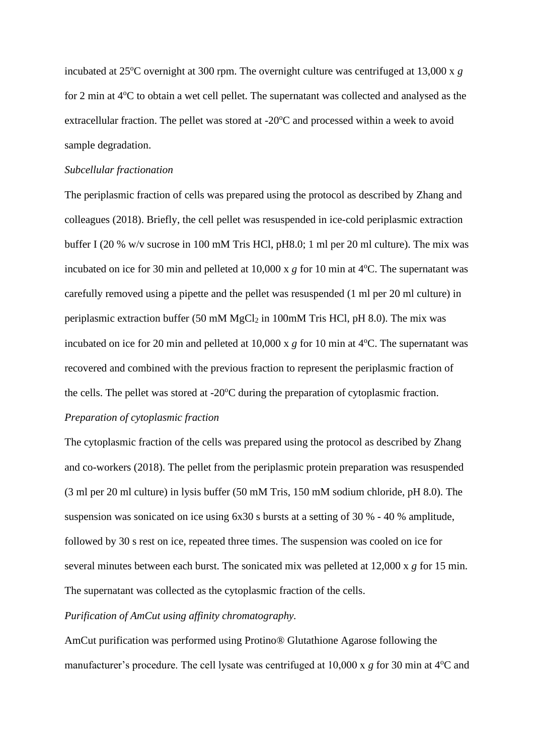incubated at 25$^{o}$C overnight at 300 rpm. The overnight culture was centrifuged at 13,000 x *g* for 2 min at 4$^{o}$C to obtain a wet cell pellet. The supernatant was collected and analysed as the extracellular fraction. The pellet was stored at -20$^{o}$C and processed within a week to avoid sample degradation.

*Subcellular fractionation*

The periplasmic fraction of cells was prepared using the protocol as described by Zhang and colleagues (2018). Briefly, the cell pellet was resuspended in ice-cold periplasmic extraction buffer I (20 % w/v sucrose in 100 mM Tris HCl, pH8.0; 1 ml per 20 ml culture). The mix was incubated on ice for 30 min and pelleted at 10,000 x *g* for 10 min at 4$^{o}$C. The supernatant was carefully removed using a pipette and the pellet was resuspended (1 ml per 20 ml culture) in periplasmic extraction buffer (50 mM $MgCl_2$ in 100mM Tris HCl, pH 8.0). The mix was incubated on ice for 20 min and pelleted at 10,000 x *g* for 10 min at 4$^{o}$C. The supernatant was recovered and combined with the previous fraction to represent the periplasmic fraction of the cells. The pellet was stored at -20$^{o}$C during the preparation of cytoplasmic fraction.

*Preparation of cytoplasmic fraction*

The cytoplasmic fraction of the cells was prepared using the protocol as described by Zhang and co-workers (2018). The pellet from the periplasmic protein preparation was resuspended (3 ml per 20 ml culture) in lysis buffer (50 mM Tris, 150 mM sodium chloride, pH 8.0). The suspension was sonicated on ice using 6x30 s bursts at a setting of 30 % - 40 % amplitude, followed by 30 s rest on ice, repeated three times. The suspension was cooled on ice for several minutes between each burst. The sonicated mix was pelleted at 12,000 x *g* for 15 min. The supernatant was collected as the cytoplasmic fraction of the cells.

*Purification of AmCut using affinity chromatography.*

AmCut purification was performed using Protino® Glutathione Agarose following the manufacturer's procedure. The cell lysate was centrifuged at 10,000 x *g* for 30 min at 4$^{o}$C and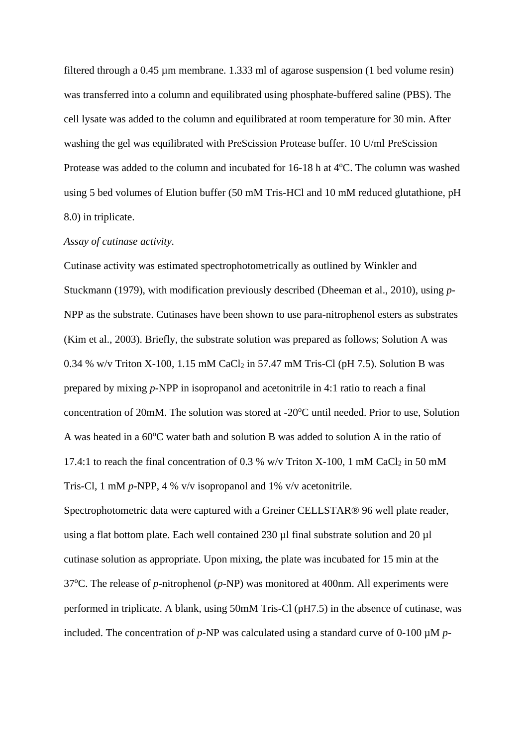filtered through a 0.45 µm membrane. 1.333 ml of agarose suspension (1 bed volume resin) was transferred into a column and equilibrated using phosphate-buffered saline (PBS). The cell lysate was added to the column and equilibrated at room temperature for 30 min. After washing the gel was equilibrated with PreScission Protease buffer. 10 U/ml PreScission Protease was added to the column and incubated for 16-18 h at 4$^{o}$C. The column was washed using 5 bed volumes of Elution buffer (50 mM Tris-HCl and 10 mM reduced glutathione, pH 8.0) in triplicate.

*Assay of cutinase activity*.

Cutinase activity was estimated spectrophotometrically as outlined by Winkler and Stuckmann (1979), with modification previously described (Dheeman et al., 2010), using *p*-NPP as the substrate. Cutinases have been shown to use para-nitrophenol esters as substrates (Kim et al., 2003). Briefly, the substrate solution was prepared as follows; Solution A was 0.34 % w/v Triton X-100, 1.15 mM $CaCl_2$ in 57.47 mM Tris-Cl (pH 7.5). Solution B was prepared by mixing *p*-NPP in isopropanol and acetonitrile in 4:1 ratio to reach a final concentration of 20mM. The solution was stored at -20$^{o}$C until needed. Prior to use, Solution A was heated in a 60$^{o}$C water bath and solution B was added to solution A in the ratio of 17.4:1 to reach the final concentration of 0.3 % w/v Triton X-100, 1 mM $CaCl_2$ in 50 mM Tris-Cl, 1 mM *p*-NPP, 4 % v/v isopropanol and 1% v/v acetonitrile.

Spectrophotometric data were captured with a Greiner CELLSTAR® 96 well plate reader, using a flat bottom plate. Each well contained 230 µl final substrate solution and 20 µl cutinase solution as appropriate. Upon mixing, the plate was incubated for 15 min at the 37$^{o}$C. The release of *p*-nitrophenol (*p*-NP) was monitored at 400nm. All experiments were performed in triplicate. A blank, using 50mM Tris-Cl (pH7.5) in the absence of cutinase, was included. The concentration of *p*-NP was calculated using a standard curve of 0-100 µM *p*-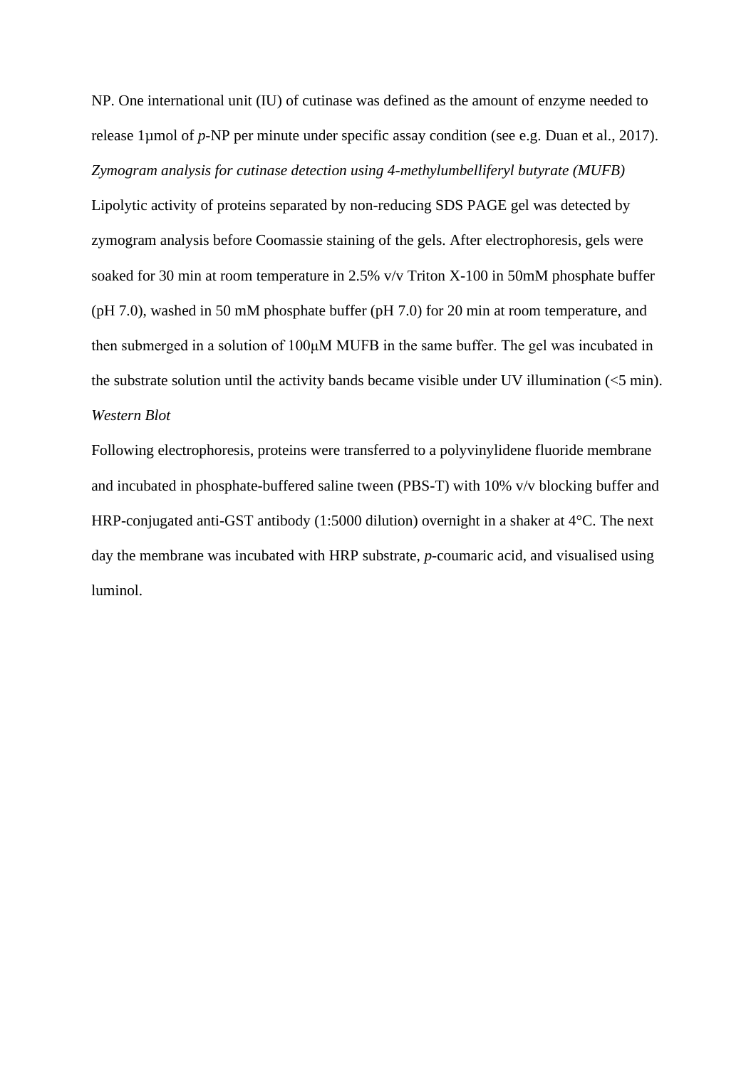NP. One international unit (IU) of cutinase was defined as the amount of enzyme needed to release 1μmol of *p*-NP per minute under specific assay condition (see e.g. Duan et al., 2017).

*Zymogram analysis for cutinase detection using 4-methylumbelliferyl butyrate (MUFB)*

Lipolytic activity of proteins separated by non-reducing SDS PAGE gel was detected by zymogram analysis before Coomassie staining of the gels. After electrophoresis, gels were soaked for 30 min at room temperature in 2.5% v/v Triton X-100 in 50mM phosphate buffer (pH 7.0), washed in 50 mM phosphate buffer (pH 7.0) for 20 min at room temperature, and then submerged in a solution of 100μM MUFB in the same buffer. The gel was incubated in the substrate solution until the activity bands became visible under UV illumination (<5 min).

*Western Blot*

Following electrophoresis, proteins were transferred to a polyvinylidene fluoride membrane and incubated in phosphate-buffered saline tween (PBS-T) with 10% v/v blocking buffer and HRP-conjugated anti-GST antibody (1:5000 dilution) overnight in a shaker at 4°C. The next day the membrane was incubated with HRP substrate, *p*-coumaric acid, and visualised using luminol.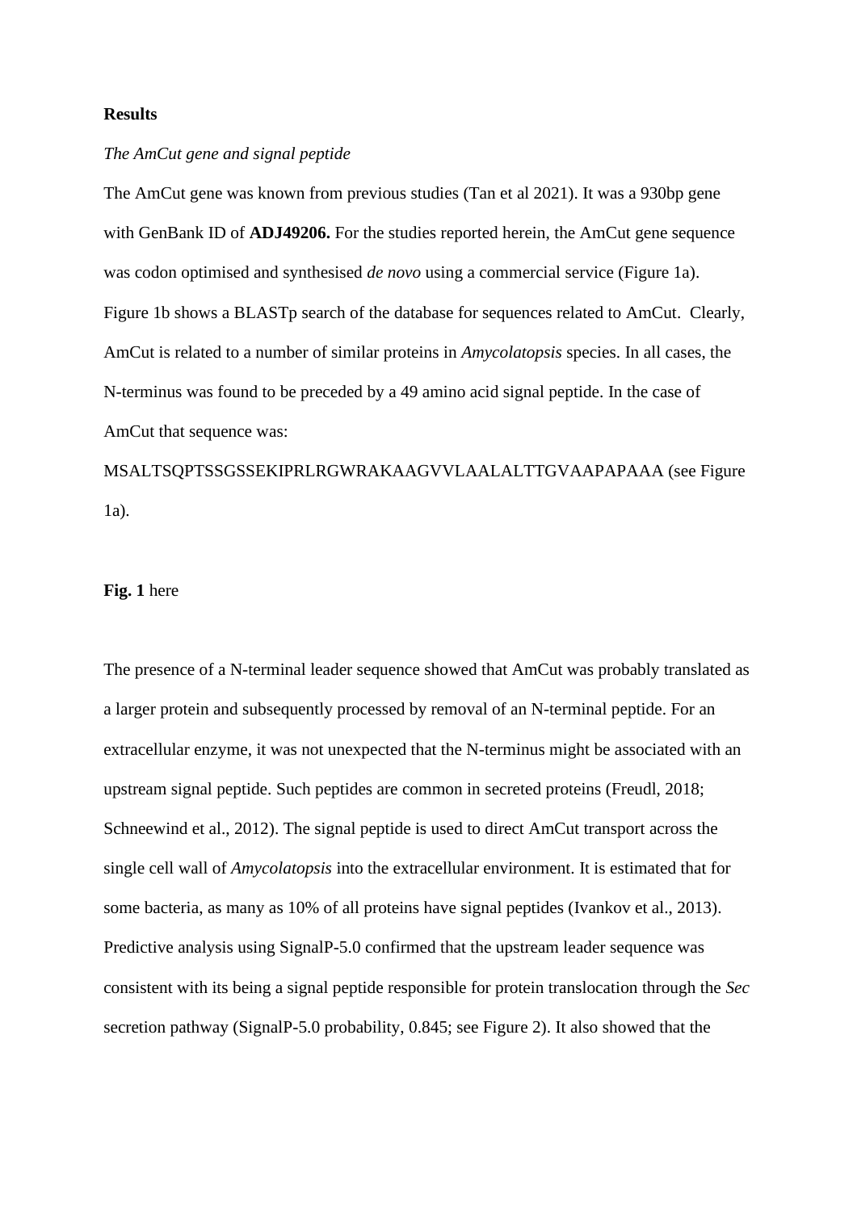**Results**

*The AmCut gene and signal peptide*

The AmCut gene was known from previous studies (Tan et al 2021). It was a 930bp gene with GenBank ID of **ADJ49206.** For the studies reported herein, the AmCut gene sequence was codon optimised and synthesised *de novo* using a commercial service (Figure 1a). Figure 1b shows a BLASTp search of the database for sequences related to AmCut. Clearly, AmCut is related to a number of similar proteins in *Amycolatopsis* species. In all cases, the N-terminus was found to be preceded by a 49 amino acid signal peptide. In the case of AmCut that sequence was: MSALTSQPTSSGSSEKIPRLRGWRAKAAGVVLAALALTTGVAAPAPAAA (see Figure 1a).

**Fig. 1** here

The presence of a N-terminal leader sequence showed that AmCut was probably translated as a larger protein and subsequently processed by removal of an N-terminal peptide. For an extracellular enzyme, it was not unexpected that the N-terminus might be associated with an upstream signal peptide. Such peptides are common in secreted proteins (Freudl, 2018; Schneewind et al., 2012). The signal peptide is used to direct AmCut transport across the single cell wall of *Amycolatopsis* into the extracellular environment. It is estimated that for some bacteria, as many as 10% of all proteins have signal peptides (Ivankov et al., 2013). Predictive analysis using SignalP-5.0 confirmed that the upstream leader sequence was consistent with its being a signal peptide responsible for protein translocation through the *Sec* secretion pathway (SignalP-5.0 probability, 0.845; see Figure 2). It also showed that the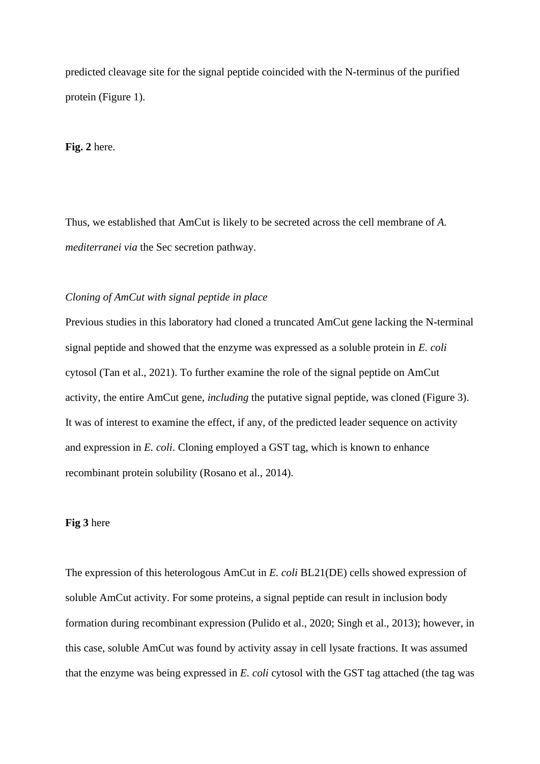predicted cleavage site for the signal peptide coincided with the N-terminus of the purified protein (Figure 1).

**Fig. 2** here.

Thus, we established that AmCut is likely to be secreted across the cell membrane of *A. mediterranei via* the Sec secretion pathway.

*Cloning of AmCut with signal peptide in place*

Previous studies in this laboratory had cloned a truncated AmCut gene lacking the N-terminal signal peptide and showed that the enzyme was expressed as a soluble protein in *E. coli* cytosol (Tan et al., 2021). To further examine the role of the signal peptide on AmCut activity, the entire AmCut gene, *including* the putative signal peptide, was cloned (Figure 3). It was of interest to examine the effect, if any, of the predicted leader sequence on activity and expression in *E. coli*. Cloning employed a GST tag, which is known to enhance recombinant protein solubility (Rosano et al., 2014).

**Fig 3** here

The expression of this heterologous AmCut in *E. coli* BL21(DE) cells showed expression of soluble AmCut activity. For some proteins, a signal peptide can result in inclusion body formation during recombinant expression (Pulido et al., 2020; Singh et al., 2013); however, in this case, soluble AmCut was found by activity assay in cell lysate fractions. It was assumed that the enzyme was being expressed in *E. coli* cytosol with the GST tag attached (the tag was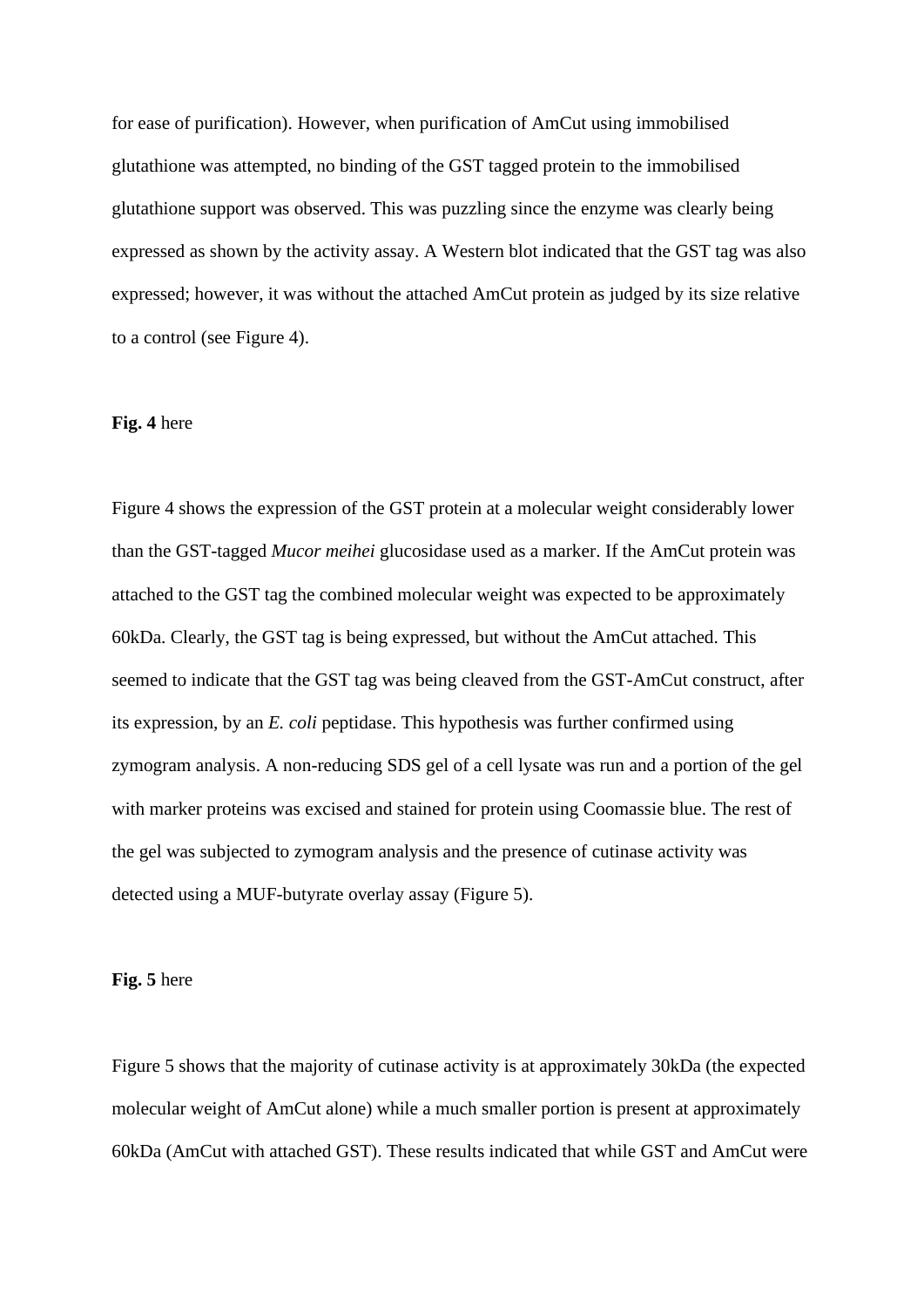for ease of purification). However, when purification of AmCut using immobilised glutathione was attempted, no binding of the GST tagged protein to the immobilised glutathione support was observed. This was puzzling since the enzyme was clearly being expressed as shown by the activity assay. A Western blot indicated that the GST tag was also expressed; however, it was without the attached AmCut protein as judged by its size relative to a control (see Figure 4).

**Fig. 4** here

Figure 4 shows the expression of the GST protein at a molecular weight considerably lower than the GST-tagged *Mucor meihei* glucosidase used as a marker. If the AmCut protein was attached to the GST tag the combined molecular weight was expected to be approximately 60kDa. Clearly, the GST tag is being expressed, but without the AmCut attached. This seemed to indicate that the GST tag was being cleaved from the GST-AmCut construct, after its expression, by an *E. coli* peptidase. This hypothesis was further confirmed using zymogram analysis. A non-reducing SDS gel of a cell lysate was run and a portion of the gel with marker proteins was excised and stained for protein using Coomassie blue. The rest of the gel was subjected to zymogram analysis and the presence of cutinase activity was detected using a MUF-butyrate overlay assay (Figure 5).

**Fig. 5** here

Figure 5 shows that the majority of cutinase activity is at approximately 30kDa (the expected molecular weight of AmCut alone) while a much smaller portion is present at approximately 60kDa (AmCut with attached GST). These results indicated that while GST and AmCut were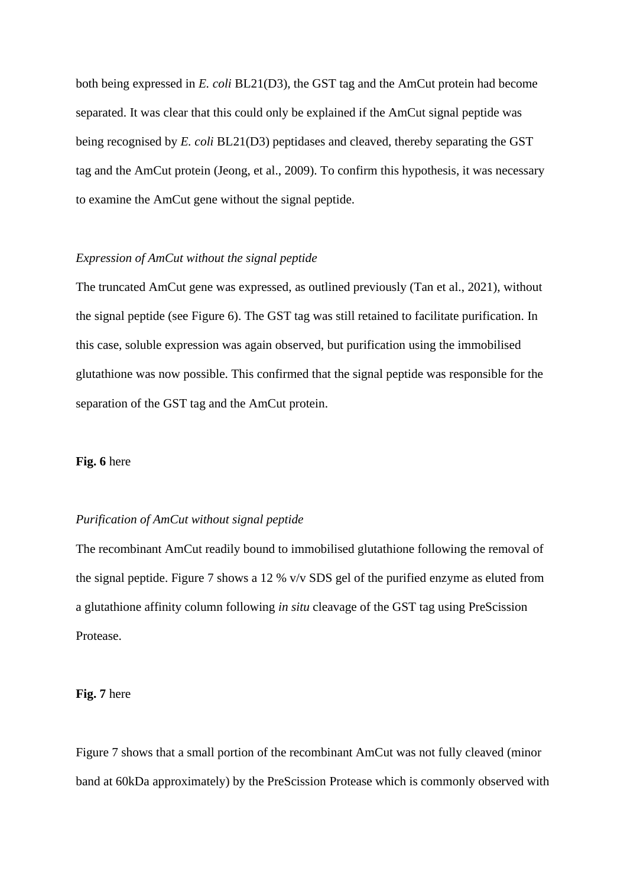both being expressed in *E. coli* BL21(D3), the GST tag and the AmCut protein had become separated. It was clear that this could only be explained if the AmCut signal peptide was being recognised by *E. coli* BL21(D3) peptidases and cleaved, thereby separating the GST tag and the AmCut protein (Jeong, et al., 2009). To confirm this hypothesis, it was necessary to examine the AmCut gene without the signal peptide.

*Expression of AmCut without the signal peptide*

The truncated AmCut gene was expressed, as outlined previously (Tan et al., 2021), without the signal peptide (see Figure 6). The GST tag was still retained to facilitate purification. In this case, soluble expression was again observed, but purification using the immobilised glutathione was now possible. This confirmed that the signal peptide was responsible for the separation of the GST tag and the AmCut protein.

**Fig. 6** here

*Purification of AmCut without signal peptide*

The recombinant AmCut readily bound to immobilised glutathione following the removal of the signal peptide. Figure 7 shows a 12 % v/v SDS gel of the purified enzyme as eluted from a glutathione affinity column following *in situ* cleavage of the GST tag using PreScission Protease.

**Fig. 7** here

Figure 7 shows that a small portion of the recombinant AmCut was not fully cleaved (minor band at 60kDa approximately) by the PreScission Protease which is commonly observed with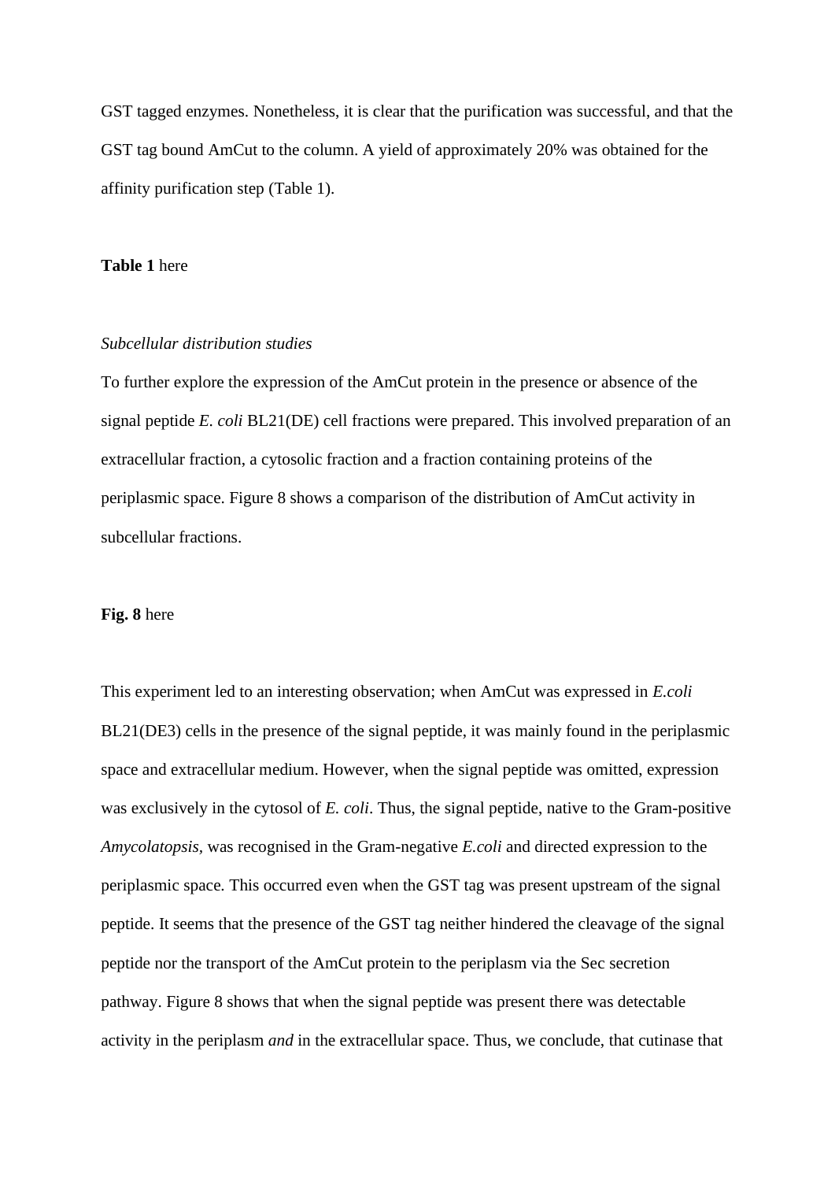GST tagged enzymes. Nonetheless, it is clear that the purification was successful, and that the GST tag bound AmCut to the column. A yield of approximately 20% was obtained for the affinity purification step (Table 1).

**Table 1** here

*Subcellular distribution studies*

To further explore the expression of the AmCut protein in the presence or absence of the signal peptide *E. coli* BL21(DE) cell fractions were prepared. This involved preparation of an extracellular fraction, a cytosolic fraction and a fraction containing proteins of the periplasmic space. Figure 8 shows a comparison of the distribution of AmCut activity in subcellular fractions.

**Fig. 8** here

This experiment led to an interesting observation; when AmCut was expressed in *E.coli* BL21(DE3) cells in the presence of the signal peptide, it was mainly found in the periplasmic space and extracellular medium. However, when the signal peptide was omitted, expression was exclusively in the cytosol of *E. coli*. Thus, the signal peptide, native to the Gram-positive *Amycolatopsis*, was recognised in the Gram-negative *E.coli* and directed expression to the periplasmic space. This occurred even when the GST tag was present upstream of the signal peptide. It seems that the presence of the GST tag neither hindered the cleavage of the signal peptide nor the transport of the AmCut protein to the periplasm via the Sec secretion pathway. Figure 8 shows that when the signal peptide was present there was detectable activity in the periplasm *and* in the extracellular space. Thus, we conclude, that cutinase that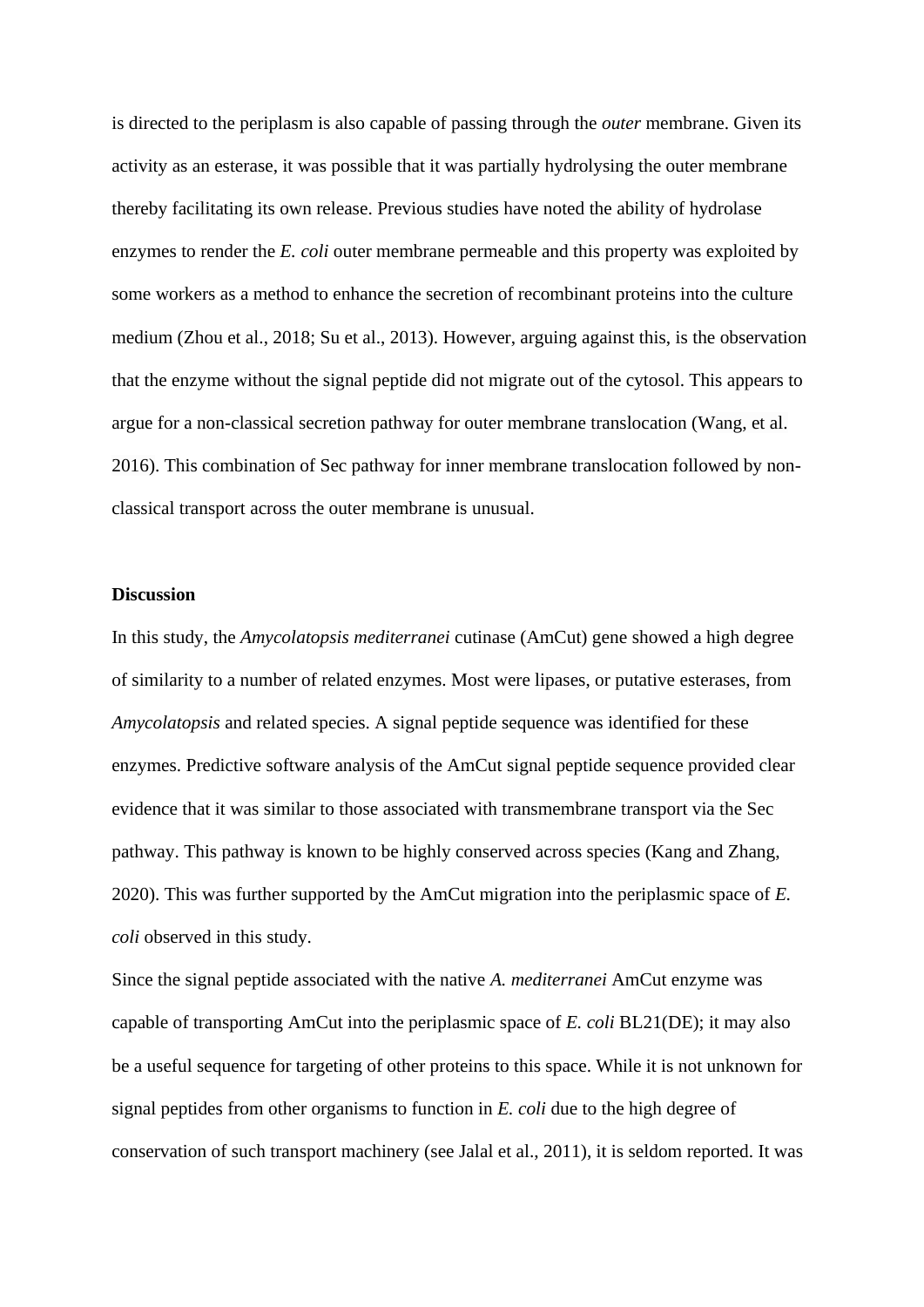is directed to the periplasm is also capable of passing through the *outer* membrane. Given its activity as an esterase, it was possible that it was partially hydrolysing the outer membrane thereby facilitating its own release. Previous studies have noted the ability of hydrolase enzymes to render the *E. coli* outer membrane permeable and this property was exploited by some workers as a method to enhance the secretion of recombinant proteins into the culture medium (Zhou et al., 2018; Su et al., 2013). However, arguing against this, is the observation that the enzyme without the signal peptide did not migrate out of the cytosol. This appears to argue for a non-classical secretion pathway for outer membrane translocation (Wang, et al. 2016). This combination of Sec pathway for inner membrane translocation followed by non-classical transport across the outer membrane is unusual.

**Discussion**

In this study, the *Amycolatopsis mediterranei* cutinase (AmCut) gene showed a high degree of similarity to a number of related enzymes. Most were lipases, or putative esterases, from *Amycolatopsis* and related species. A signal peptide sequence was identified for these enzymes. Predictive software analysis of the AmCut signal peptide sequence provided clear evidence that it was similar to those associated with transmembrane transport via the Sec pathway. This pathway is known to be highly conserved across species (Kang and Zhang, 2020). This was further supported by the AmCut migration into the periplasmic space of *E. coli* observed in this study.

Since the signal peptide associated with the native *A. mediterranei* AmCut enzyme was capable of transporting AmCut into the periplasmic space of *E. coli* BL21(DE); it may also be a useful sequence for targeting of other proteins to this space. While it is not unknown for signal peptides from other organisms to function in *E. coli* due to the high degree of conservation of such transport machinery (see Jalal et al., 2011), it is seldom reported. It was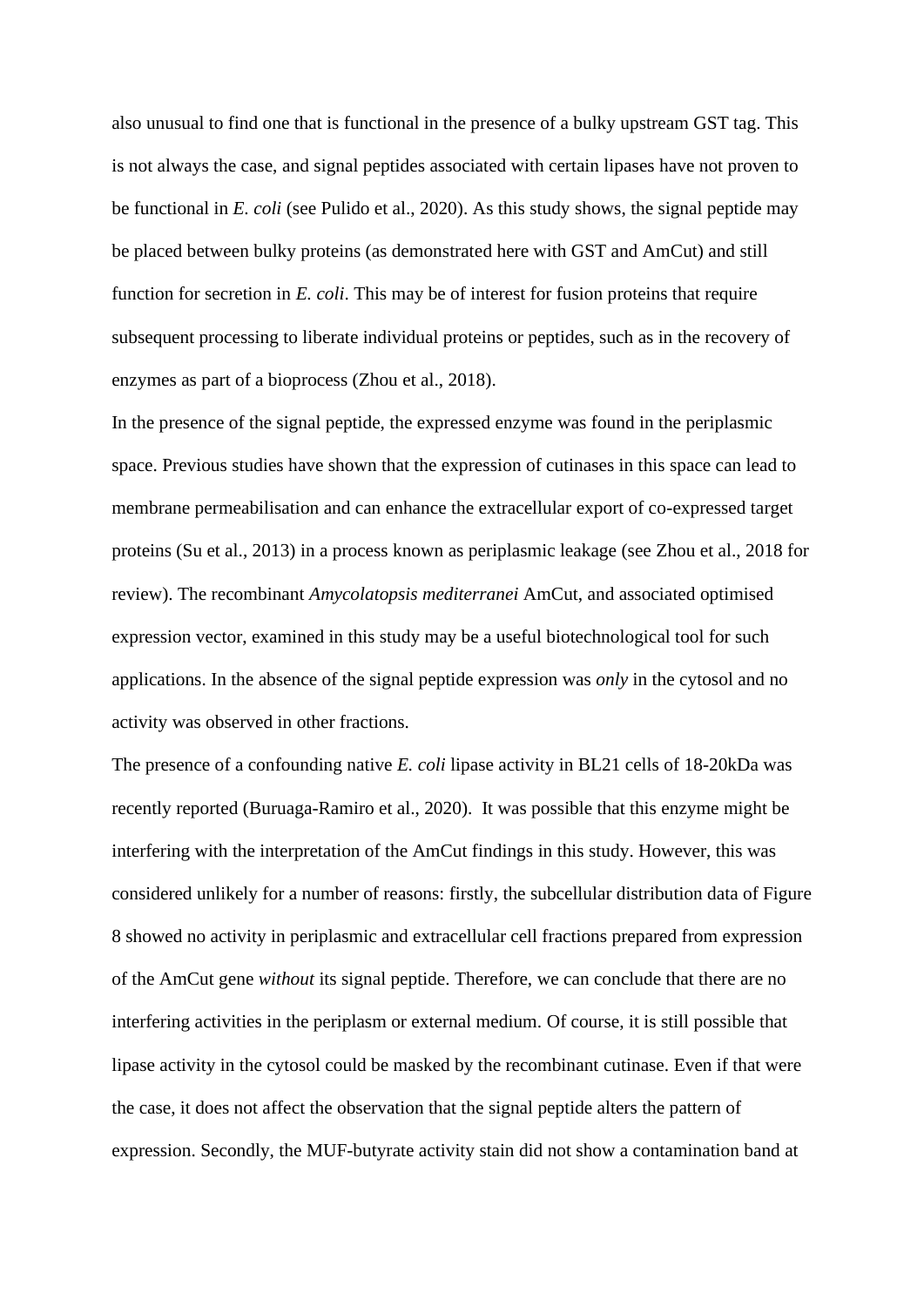also unusual to find one that is functional in the presence of a bulky upstream GST tag. This is not always the case, and signal peptides associated with certain lipases have not proven to be functional in *E. coli* (see Pulido et al., 2020). As this study shows, the signal peptide may be placed between bulky proteins (as demonstrated here with GST and AmCut) and still function for secretion in *E. coli*. This may be of interest for fusion proteins that require subsequent processing to liberate individual proteins or peptides, such as in the recovery of enzymes as part of a bioprocess (Zhou et al., 2018).

In the presence of the signal peptide, the expressed enzyme was found in the periplasmic space. Previous studies have shown that the expression of cutinases in this space can lead to membrane permeabilisation and can enhance the extracellular export of co-expressed target proteins (Su et al., 2013) in a process known as periplasmic leakage (see Zhou et al., 2018 for review). The recombinant *Amycolatopsis mediterranei* AmCut, and associated optimised expression vector, examined in this study may be a useful biotechnological tool for such applications. In the absence of the signal peptide expression was *only* in the cytosol and no activity was observed in other fractions.

The presence of a confounding native *E. coli* lipase activity in BL21 cells of 18-20kDa was recently reported (Buruaga-Ramiro et al., 2020). It was possible that this enzyme might be interfering with the interpretation of the AmCut findings in this study. However, this was considered unlikely for a number of reasons: firstly, the subcellular distribution data of Figure 8 showed no activity in periplasmic and extracellular cell fractions prepared from expression of the AmCut gene *without* its signal peptide. Therefore, we can conclude that there are no interfering activities in the periplasm or external medium. Of course, it is still possible that lipase activity in the cytosol could be masked by the recombinant cutinase. Even if that were the case, it does not affect the observation that the signal peptide alters the pattern of expression. Secondly, the MUF-butyrate activity stain did not show a contamination band at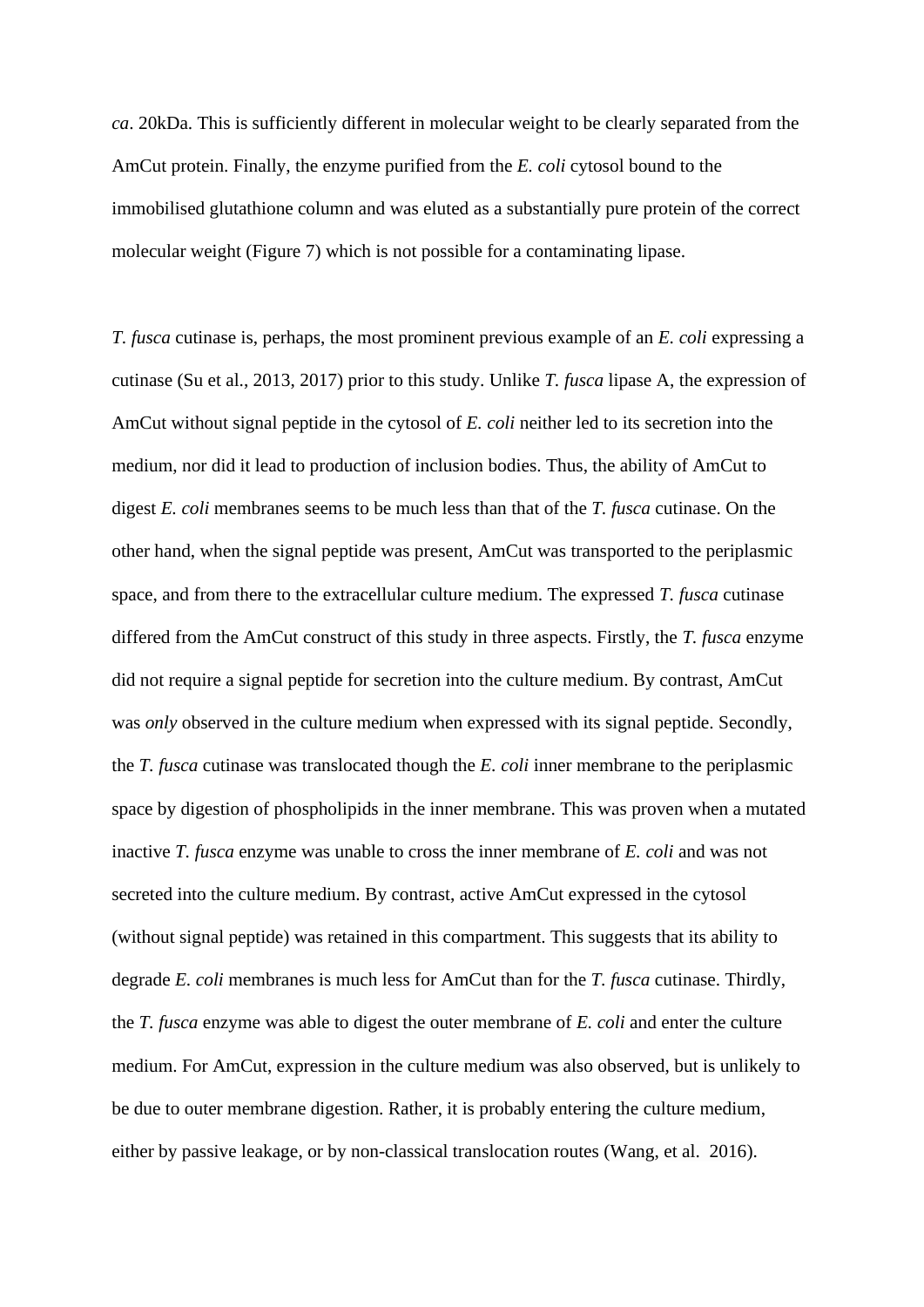*ca*. 20kDa. This is sufficiently different in molecular weight to be clearly separated from the AmCut protein. Finally, the enzyme purified from the *E. coli* cytosol bound to the immobilised glutathione column and was eluted as a substantially pure protein of the correct molecular weight (Figure 7) which is not possible for a contaminating lipase.

*T. fusca* cutinase is, perhaps, the most prominent previous example of an *E. coli* expressing a cutinase (Su et al., 2013, 2017) prior to this study. Unlike *T. fusca* lipase A, the expression of AmCut without signal peptide in the cytosol of *E. coli* neither led to its secretion into the medium, nor did it lead to production of inclusion bodies. Thus, the ability of AmCut to digest *E. coli* membranes seems to be much less than that of the *T. fusca* cutinase. On the other hand, when the signal peptide was present, AmCut was transported to the periplasmic space, and from there to the extracellular culture medium. The expressed *T. fusca* cutinase differed from the AmCut construct of this study in three aspects. Firstly, the *T. fusca* enzyme did not require a signal peptide for secretion into the culture medium. By contrast, AmCut was *only* observed in the culture medium when expressed with its signal peptide. Secondly, the *T. fusca* cutinase was translocated though the *E. coli* inner membrane to the periplasmic space by digestion of phospholipids in the inner membrane. This was proven when a mutated inactive *T. fusca* enzyme was unable to cross the inner membrane of *E. coli* and was not secreted into the culture medium. By contrast, active AmCut expressed in the cytosol (without signal peptide) was retained in this compartment. This suggests that its ability to degrade *E. coli* membranes is much less for AmCut than for the *T. fusca* cutinase. Thirdly, the *T. fusca* enzyme was able to digest the outer membrane of *E. coli* and enter the culture medium. For AmCut, expression in the culture medium was also observed, but is unlikely to be due to outer membrane digestion. Rather, it is probably entering the culture medium, either by passive leakage, or by non-classical translocation routes (Wang, et al.  2016).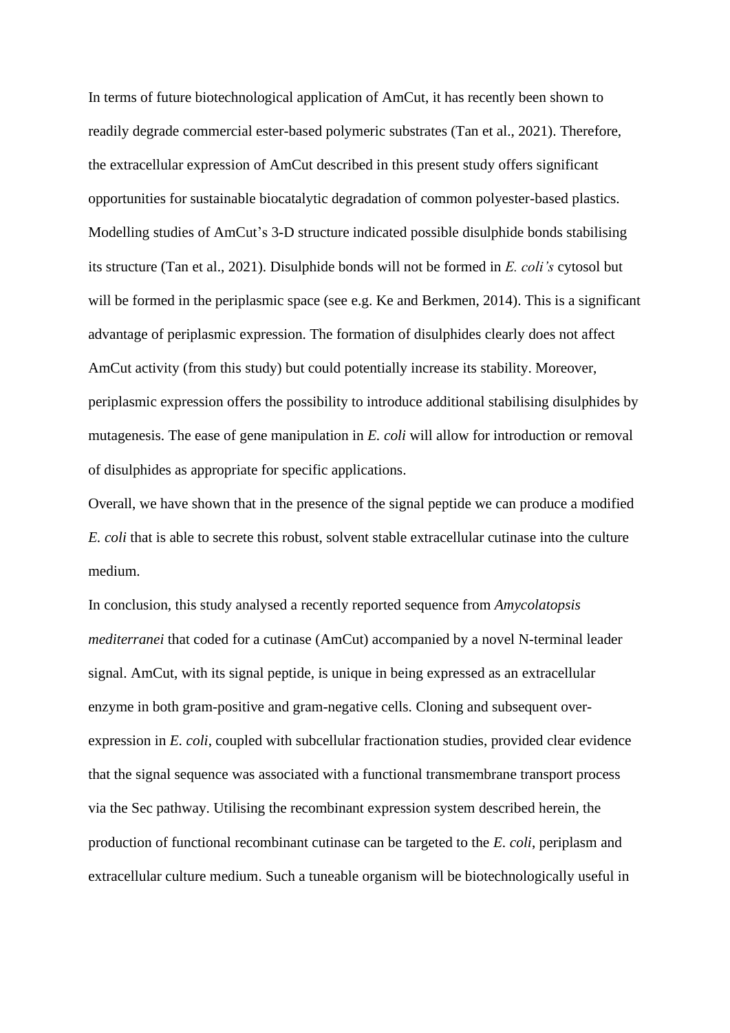In terms of future biotechnological application of AmCut, it has recently been shown to readily degrade commercial ester-based polymeric substrates (Tan et al., 2021). Therefore, the extracellular expression of AmCut described in this present study offers significant opportunities for sustainable biocatalytic degradation of common polyester-based plastics. Modelling studies of AmCut's 3-D structure indicated possible disulphide bonds stabilising its structure (Tan et al., 2021). Disulphide bonds will not be formed in *E. coli's* cytosol but will be formed in the periplasmic space (see e.g. Ke and Berkmen, 2014). This is a significant advantage of periplasmic expression. The formation of disulphides clearly does not affect AmCut activity (from this study) but could potentially increase its stability. Moreover, periplasmic expression offers the possibility to introduce additional stabilising disulphides by mutagenesis. The ease of gene manipulation in *E. coli* will allow for introduction or removal of disulphides as appropriate for specific applications.

Overall, we have shown that in the presence of the signal peptide we can produce a modified *E. coli* that is able to secrete this robust, solvent stable extracellular cutinase into the culture medium.

In conclusion, this study analysed a recently reported sequence from *Amycolatopsis mediterranei* that coded for a cutinase (AmCut) accompanied by a novel N-terminal leader signal. AmCut, with its signal peptide, is unique in being expressed as an extracellular enzyme in both gram-positive and gram-negative cells. Cloning and subsequent over-expression in *E. coli*, coupled with subcellular fractionation studies, provided clear evidence that the signal sequence was associated with a functional transmembrane transport process via the Sec pathway. Utilising the recombinant expression system described herein, the production of functional recombinant cutinase can be targeted to the *E. coli*, periplasm and extracellular culture medium. Such a tuneable organism will be biotechnologically useful in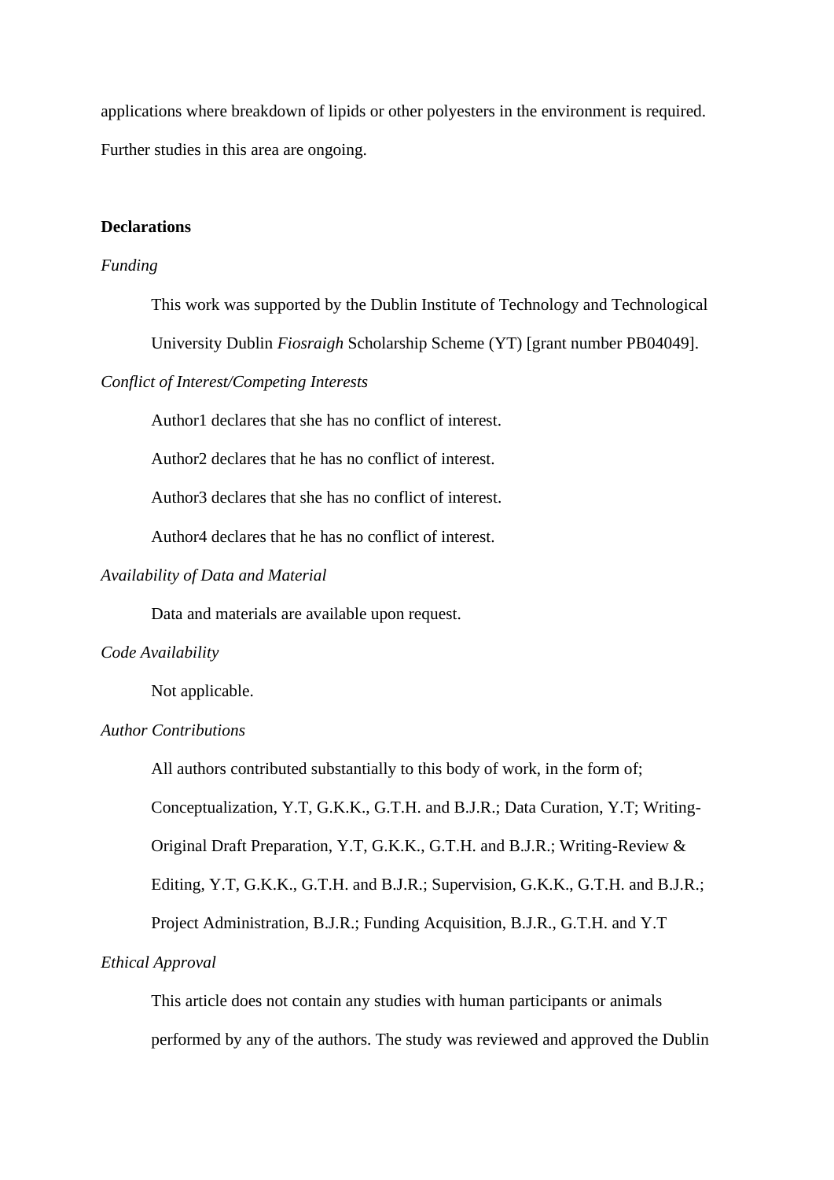applications where breakdown of lipids or other polyesters in the environment is required. Further studies in this area are ongoing.

## Declarations

*Funding*

This work was supported by the Dublin Institute of Technology and Technological University Dublin *Fiosraigh* Scholarship Scheme (YT) [grant number PB04049].

*Conflict of Interest/Competing Interests*

Author1 declares that she has no conflict of interest.

Author2 declares that he has no conflict of interest.

Author3 declares that she has no conflict of interest.

Author4 declares that he has no conflict of interest.

*Availability of Data and Material*

Data and materials are available upon request.

*Code Availability*

Not applicable.

*Author Contributions*

All authors contributed substantially to this body of work, in the form of; Conceptualization, Y.T, G.K.K., G.T.H. and B.J.R.; Data Curation, Y.T; Writing-Original Draft Preparation, Y.T, G.K.K., G.T.H. and B.J.R.; Writing-Review & Editing, Y.T, G.K.K., G.T.H. and B.J.R.; Supervision, G.K.K., G.T.H. and B.J.R.; Project Administration, B.J.R.; Funding Acquisition, B.J.R., G.T.H. and Y.T

*Ethical Approval*

This article does not contain any studies with human participants or animals performed by any of the authors. The study was reviewed and approved the Dublin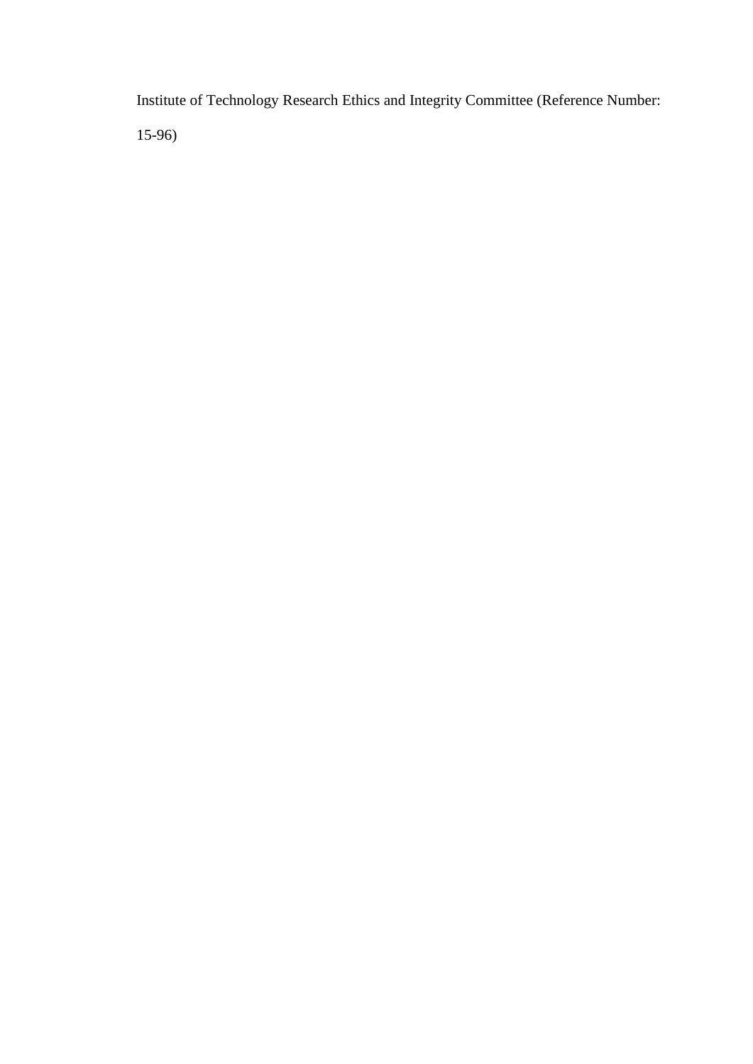Institute of Technology Research Ethics and Integrity Committee (Reference Number: 15-96)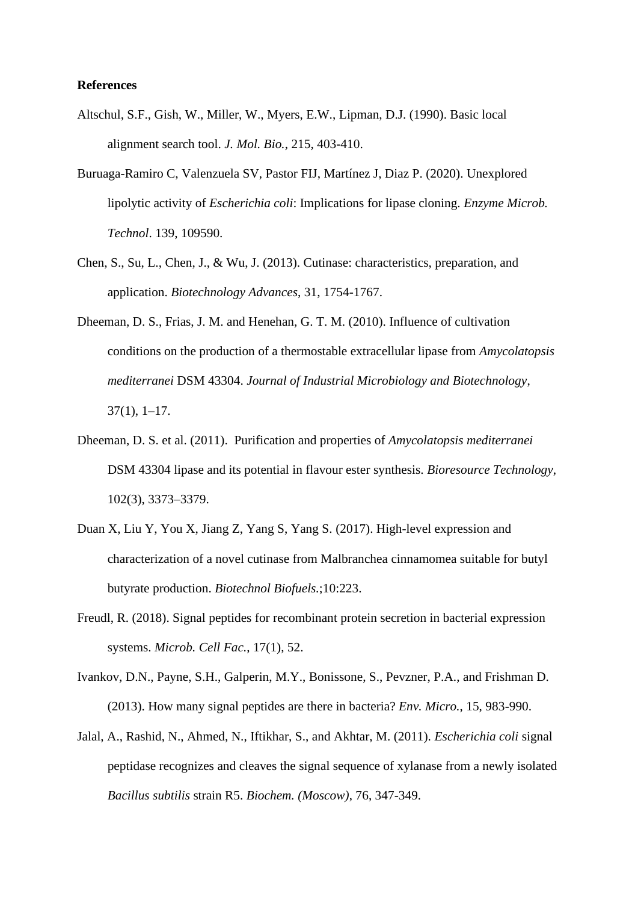**References**

Altschul, S.F., Gish, W., Miller, W., Myers, E.W., Lipman, D.J. (1990). Basic local alignment search tool. *J. Mol. Bio.*, 215, 403-410.

Buruaga-Ramiro C, Valenzuela SV, Pastor FIJ, Martínez J, Diaz P. (2020). Unexplored lipolytic activity of *Escherichia coli*: Implications for lipase cloning. *Enzyme Microb. Technol*. 139, 109590.

Chen, S., Su, L., Chen, J., & Wu, J. (2013). Cutinase: characteristics, preparation, and application. *Biotechnology Advances*, 31, 1754-1767.

Dheeman, D. S., Frias, J. M. and Henehan, G. T. M. (2010). Influence of cultivation conditions on the production of a thermostable extracellular lipase from *Amycolatopsis mediterranei* DSM 43304. *Journal of Industrial Microbiology and Biotechnology*, 37(1), 1–17.

Dheeman, D. S. et al. (2011). Purification and properties of *Amycolatopsis mediterranei* DSM 43304 lipase and its potential in flavour ester synthesis. *Bioresource Technology*, 102(3), 3373–3379.

Duan X, Liu Y, You X, Jiang Z, Yang S, Yang S. (2017). High-level expression and characterization of a novel cutinase from Malbranchea cinnamomea suitable for butyl butyrate production. *Biotechnol Biofuels*.;10:223.

Freudl, R. (2018). Signal peptides for recombinant protein secretion in bacterial expression systems. *Microb. Cell Fac.*, 17(1), 52.

Ivankov, D.N., Payne, S.H., Galperin, M.Y., Bonissone, S., Pevzner, P.A., and Frishman D. (2013). How many signal peptides are there in bacteria? *Env. Micro.*, 15, 983-990.

Jalal, A., Rashid, N., Ahmed, N., Iftikhar, S., and Akhtar, M. (2011). *Escherichia coli* signal peptidase recognizes and cleaves the signal sequence of xylanase from a newly isolated *Bacillus subtilis* strain R5. *Biochem. (Moscow)*, 76, 347-349.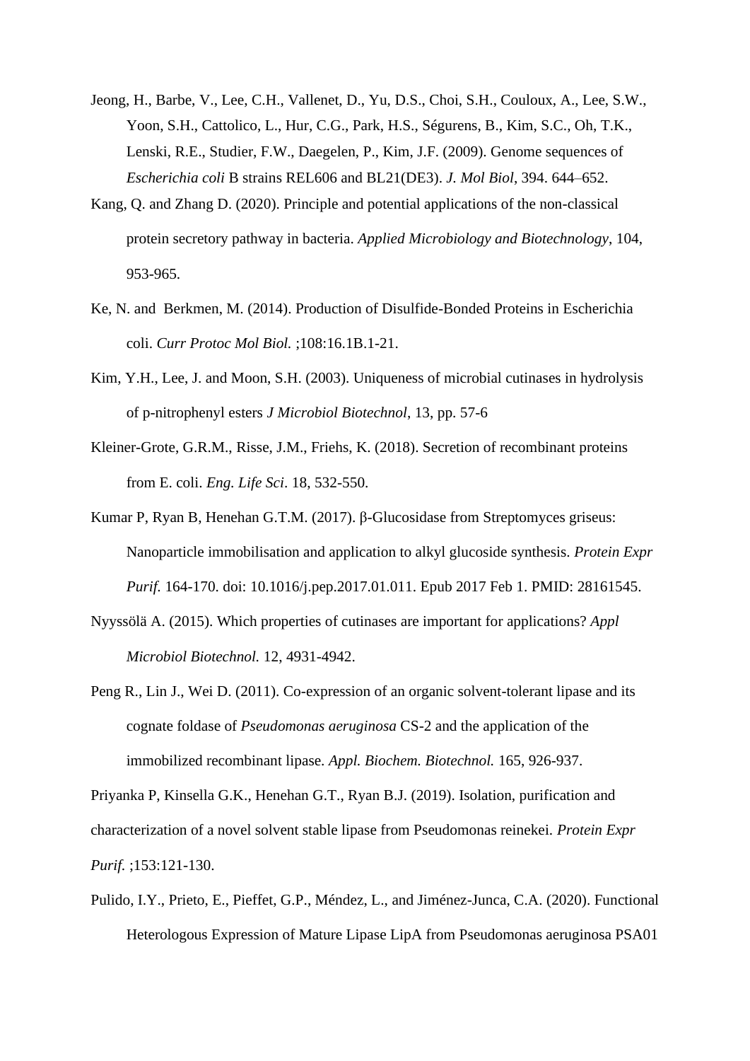Jeong, H., Barbe, V., Lee, C.H., Vallenet, D., Yu, D.S., Choi, S.H., Couloux, A., Lee, S.W., Yoon, S.H., Cattolico, L., Hur, C.G., Park, H.S., Ségurens, B., Kim, S.C., Oh, T.K., Lenski, R.E., Studier, F.W., Daegelen, P., Kim, J.F. (2009). Genome sequences of *Escherichia coli* B strains REL606 and BL21(DE3). *J. Mol Biol*, 394. 644–652.

Kang, Q. and Zhang D. (2020). Principle and potential applications of the non-classical protein secretory pathway in bacteria. *Applied Microbiology and Biotechnology*, 104, 953-965.

Ke, N. and Berkmen, M. (2014). Production of Disulfide-Bonded Proteins in Escherichia coli. *Curr Protoc Mol Biol.* ;108:16.1B.1-21.

Kim, Y.H., Lee, J. and Moon, S.H. (2003). Uniqueness of microbial cutinases in hydrolysis of p-nitrophenyl esters *J Microbiol Biotechnol*, 13, pp. 57-6

Kleiner-Grote, G.R.M., Risse, J.M., Friehs, K. (2018). Secretion of recombinant proteins from E. coli. *Eng. Life Sci*. 18, 532-550.

Kumar P, Ryan B, Henehan G.T.M. (2017). β-Glucosidase from Streptomyces griseus: Nanoparticle immobilisation and application to alkyl glucoside synthesis. *Protein Expr Purif.* 164-170. doi: 10.1016/j.pep.2017.01.011. Epub 2017 Feb 1. PMID: 28161545.

Nyyssölä A. (2015). Which properties of cutinases are important for applications? *Appl Microbiol Biotechnol.* 12, 4931-4942.

Peng R., Lin J., Wei D. (2011). Co-expression of an organic solvent-tolerant lipase and its cognate foldase of *Pseudomonas aeruginosa* CS-2 and the application of the immobilized recombinant lipase. *Appl. Biochem. Biotechnol.* 165, 926-937.

Priyanka P, Kinsella G.K., Henehan G.T., Ryan B.J. (2019). Isolation, purification and characterization of a novel solvent stable lipase from Pseudomonas reinekei. *Protein Expr Purif.* ;153:121-130.

Pulido, I.Y., Prieto, E., Pieffet, G.P., Méndez, L., and Jiménez-Junca, C.A. (2020). Functional Heterologous Expression of Mature Lipase LipA from Pseudomonas aeruginosa PSA01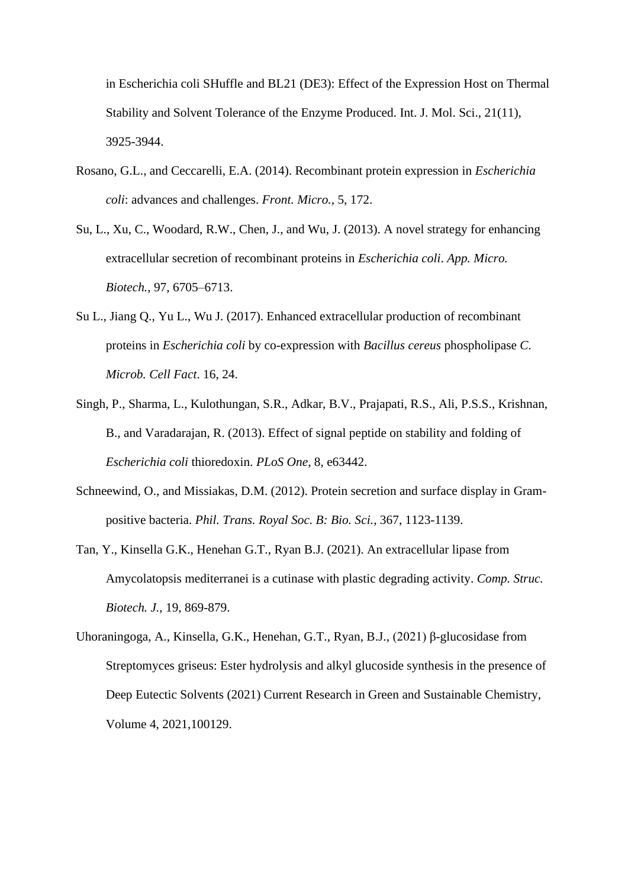in Escherichia coli SHuffle and BL21 (DE3): Effect of the Expression Host on Thermal Stability and Solvent Tolerance of the Enzyme Produced. Int. J. Mol. Sci., 21(11), 3925-3944.

Rosano, G.L., and Ceccarelli, E.A. (2014). Recombinant protein expression in *Escherichia coli*: advances and challenges. *Front. Micro.*, 5, 172.

Su, L., Xu, C., Woodard, R.W., Chen, J., and Wu, J. (2013). A novel strategy for enhancing extracellular secretion of recombinant proteins in *Escherichia coli*. *App. Micro. Biotech.*, 97, 6705–6713.

Su L., Jiang Q., Yu L., Wu J. (2017). Enhanced extracellular production of recombinant proteins in *Escherichia coli* by co-expression with *Bacillus cereus* phospholipase *C. Microb. Cell Fact*. 16, 24.

Singh, P., Sharma, L., Kulothungan, S.R., Adkar, B.V., Prajapati, R.S., Ali, P.S.S., Krishnan, B., and Varadarajan, R. (2013). Effect of signal peptide on stability and folding of *Escherichia coli* thioredoxin. *PLoS One*, 8, e63442.

Schneewind, O., and Missiakas, D.M. (2012). Protein secretion and surface display in Gram-positive bacteria. *Phil. Trans. Royal Soc. B: Bio. Sci.*, 367, 1123-1139.

Tan, Y., Kinsella G.K., Henehan G.T., Ryan B.J. (2021). An extracellular lipase from Amycolatopsis mediterranei is a cutinase with plastic degrading activity. *Comp. Struc. Biotech. J.*, 19, 869-879.

Uhoraningoga, A., Kinsella, G.K., Henehan, G.T., Ryan, B.J., (2021) β-glucosidase from Streptomyces griseus: Ester hydrolysis and alkyl glucoside synthesis in the presence of Deep Eutectic Solvents (2021) Current Research in Green and Sustainable Chemistry, Volume 4, 2021,100129.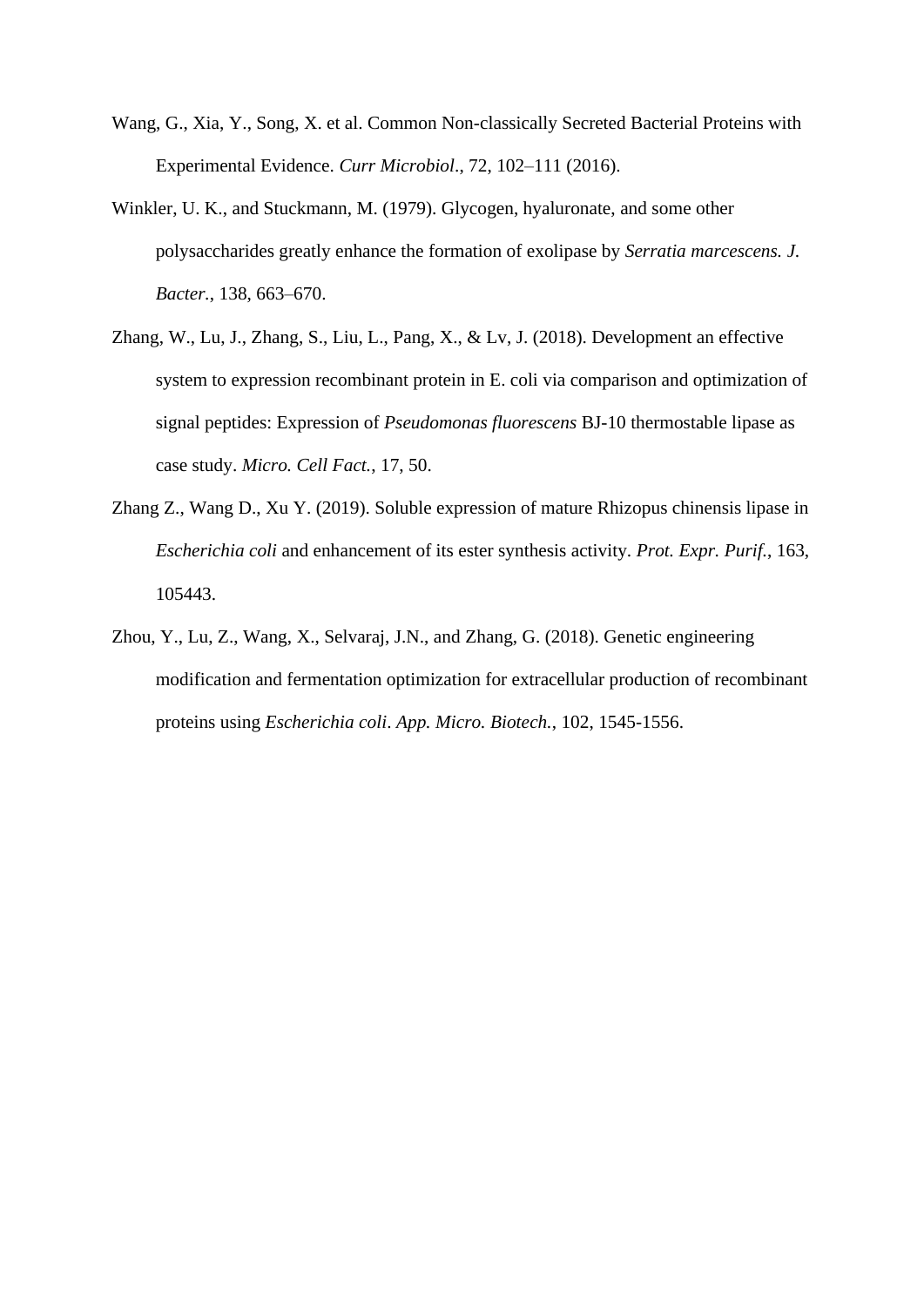Wang, G., Xia, Y., Song, X. et al. Common Non-classically Secreted Bacterial Proteins with Experimental Evidence. *Curr Microbiol*., 72, 102–111 (2016).

Winkler, U. K., and Stuckmann, M. (1979). Glycogen, hyaluronate, and some other polysaccharides greatly enhance the formation of exolipase by *Serratia marcescens. J. Bacter.*, 138, 663–670.

Zhang, W., Lu, J., Zhang, S., Liu, L., Pang, X., & Lv, J. (2018). Development an effective system to expression recombinant protein in E. coli via comparison and optimization of signal peptides: Expression of *Pseudomonas fluorescens* BJ-10 thermostable lipase as case study. *Micro. Cell Fact.*, 17, 50.

Zhang Z., Wang D., Xu Y. (2019). Soluble expression of mature Rhizopus chinensis lipase in *Escherichia coli* and enhancement of its ester synthesis activity. *Prot. Expr. Purif.*, 163, 105443.

Zhou, Y., Lu, Z., Wang, X., Selvaraj, J.N., and Zhang, G. (2018). Genetic engineering modification and fermentation optimization for extracellular production of recombinant proteins using *Escherichia coli*. *App. Micro. Biotech.*, 102, 1545-1556.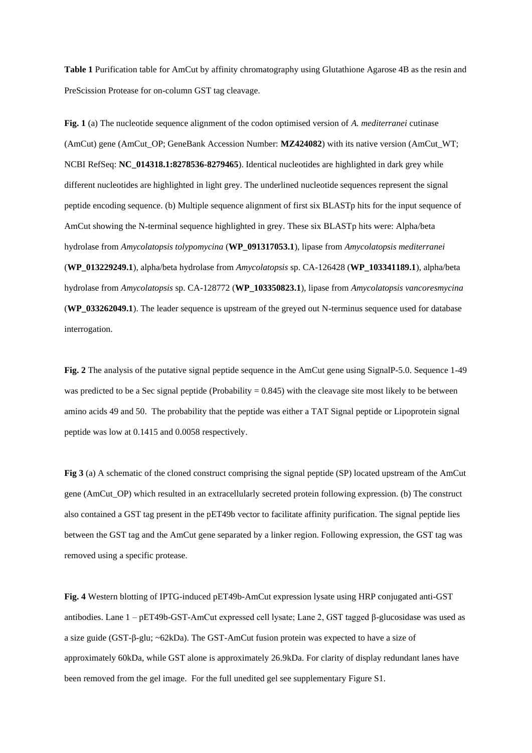**Table 1** Purification table for AmCut by affinity chromatography using Glutathione Agarose 4B as the resin and PreScission Protease for on-column GST tag cleavage.

**Fig. 1** (a) The nucleotide sequence alignment of the codon optimised version of *A. mediterranei* cutinase (AmCut) gene (AmCut_OP; GeneBank Accession Number: **MZ424082**) with its native version (AmCut_WT; NCBI RefSeq: **NC_014318.1:8278536-8279465**). Identical nucleotides are highlighted in dark grey while different nucleotides are highlighted in light grey. The underlined nucleotide sequences represent the signal peptide encoding sequence. (b) Multiple sequence alignment of first six BLASTp hits for the input sequence of AmCut showing the N-terminal sequence highlighted in grey. These six BLASTp hits were: Alpha/beta hydrolase from *Amycolatopsis tolypomycina* (**WP_091317053.1**), lipase from *Amycolatopsis mediterranei* (**WP_013229249.1**), alpha/beta hydrolase from *Amycolatopsis* sp. CA-126428 (**WP_103341189.1**), alpha/beta hydrolase from *Amycolatopsis* sp. CA-128772 (**WP_103350823.1**), lipase from *Amycolatopsis vancoresmycina* (**WP_033262049.1**). The leader sequence is upstream of the greyed out N-terminus sequence used for database interrogation.

**Fig. 2** The analysis of the putative signal peptide sequence in the AmCut gene using SignalP-5.0. Sequence 1-49 was predicted to be a Sec signal peptide (Probability = 0.845) with the cleavage site most likely to be between amino acids 49 and 50. The probability that the peptide was either a TAT Signal peptide or Lipoprotein signal peptide was low at 0.1415 and 0.0058 respectively.

**Fig 3** (a) A schematic of the cloned construct comprising the signal peptide (SP) located upstream of the AmCut gene (AmCut_OP) which resulted in an extracellularly secreted protein following expression. (b) The construct also contained a GST tag present in the pET49b vector to facilitate affinity purification. The signal peptide lies between the GST tag and the AmCut gene separated by a linker region. Following expression, the GST tag was removed using a specific protease.

**Fig. 4** Western blotting of IPTG-induced pET49b-AmCut expression lysate using HRP conjugated anti-GST antibodies. Lane 1 – pET49b-GST-AmCut expressed cell lysate; Lane 2, GST tagged β-glucosidase was used as a size guide (GST-β-glu; ~62kDa). The GST-AmCut fusion protein was expected to have a size of approximately 60kDa, while GST alone is approximately 26.9kDa. For clarity of display redundant lanes have been removed from the gel image. For the full unedited gel see supplementary Figure S1.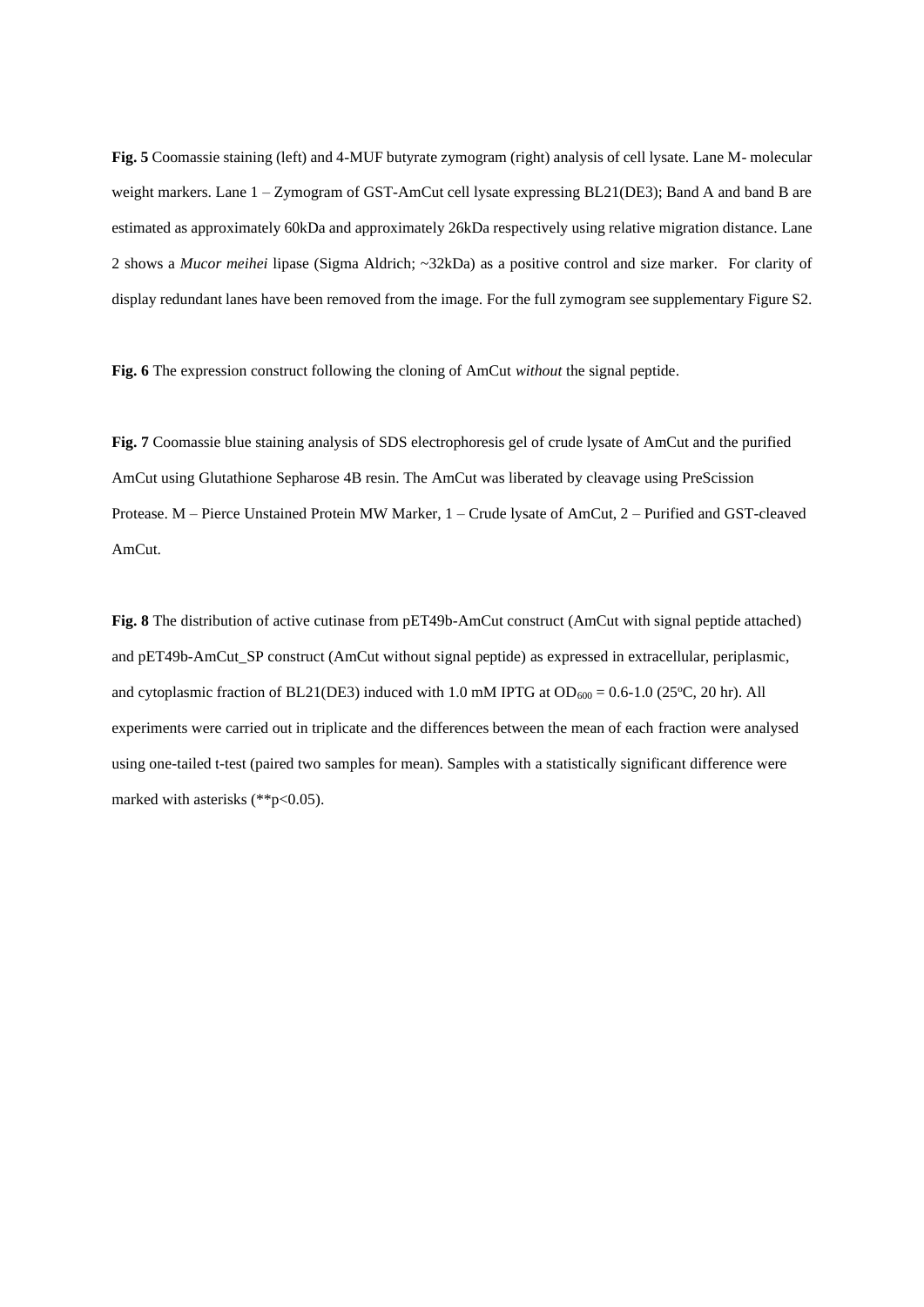**Fig. 5** Coomassie staining (left) and 4-MUF butyrate zymogram (right) analysis of cell lysate. Lane M- molecular weight markers. Lane 1 – Zymogram of GST-AmCut cell lysate expressing BL21(DE3); Band A and band B are estimated as approximately 60kDa and approximately 26kDa respectively using relative migration distance. Lane 2 shows a *Mucor meihei* lipase (Sigma Aldrich; ~32kDa) as a positive control and size marker. For clarity of display redundant lanes have been removed from the image. For the full zymogram see supplementary Figure S2.

**Fig. 6** The expression construct following the cloning of AmCut *without* the signal peptide.

**Fig. 7** Coomassie blue staining analysis of SDS electrophoresis gel of crude lysate of AmCut and the purified AmCut using Glutathione Sepharose 4B resin. The AmCut was liberated by cleavage using PreScission Protease. M – Pierce Unstained Protein MW Marker, 1 – Crude lysate of AmCut, 2 – Purified and GST-cleaved AmCut.

**Fig. 8** The distribution of active cutinase from pET49b-AmCut construct (AmCut with signal peptide attached) and pET49b-AmCut_SP construct (AmCut without signal peptide) as expressed in extracellular, periplasmic, and cytoplasmic fraction of BL21(DE3) induced with 1.0 mM IPTG at $OD_{600}$ = 0.6-1.0 (25°C, 20 hr). All experiments were carried out in triplicate and the differences between the mean of each fraction were analysed using one-tailed t-test (paired two samples for mean). Samples with a statistically significant difference were marked with asterisks (**$p<0.05$).